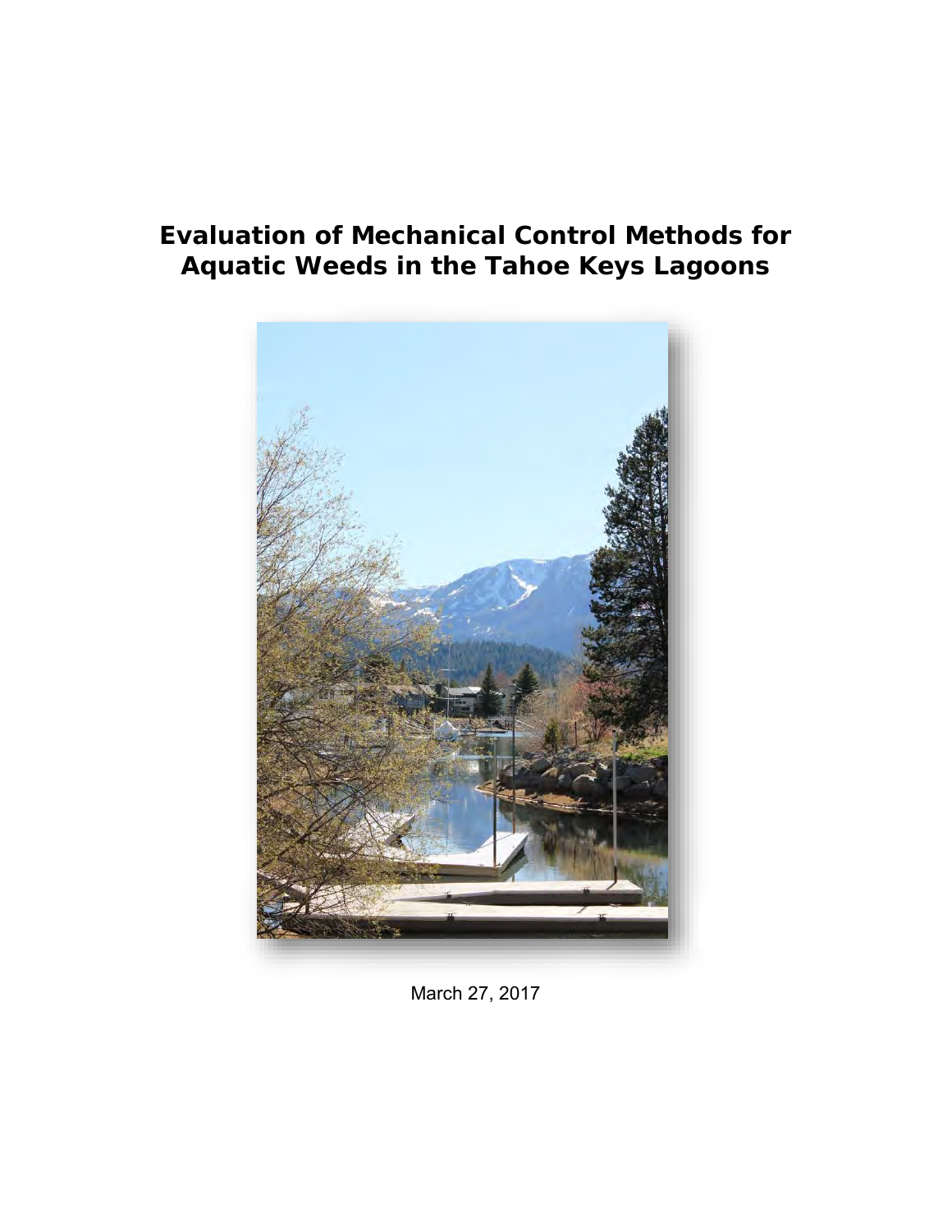# Evaluation of Mechanical Control Methods for Aquatic Weeds in the Tahoe Keys Lagoons

March 27, 2017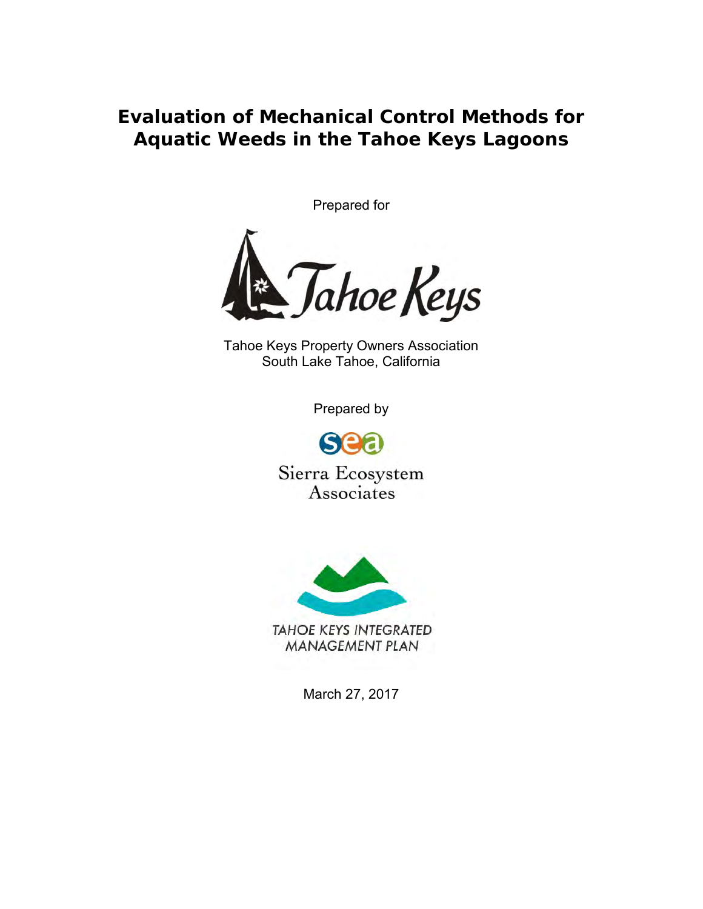# Evaluation of Mechanical Control Methods for Aquatic Weeds in the Tahoe Keys Lagoons

Prepared for

Tahoe Keys Property Owners Association
South Lake Tahoe, California

Prepared by

Sierra Ecosystem Associates

TAHOE KEYS INTEGRATED MANAGEMENT PLAN

March 27, 2017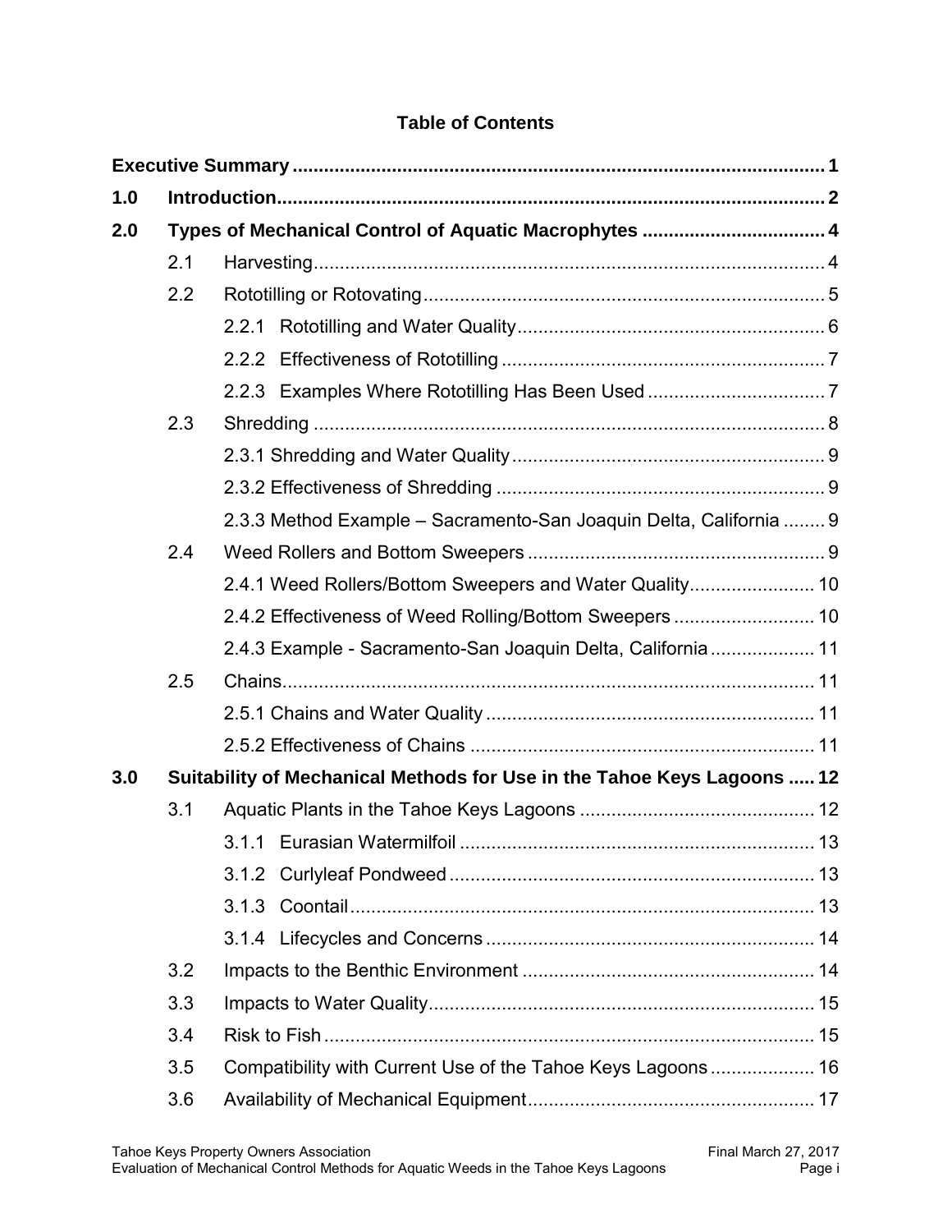**Table of Contents**

**Executive Summary** .................................................................................................... 1

**1.0 Introduction**............................................................................................................ 2

**2.0 Types of Mechanical Control of Aquatic Macrophytes** ................................... 4

- 2.1 Harvesting.................................................................................................. 4
- 2.2 Rototilling or Rotovating.............................................................................. 5
  - 2.2.1 Rototilling and Water Quality............................................................ 6
  - 2.2.2 Effectiveness of Rototilling .............................................................. 7
  - 2.2.3 Examples Where Rototilling Has Been Used .................................. 7
- 2.3 Shredding .................................................................................................. 8
  - 2.3.1 Shredding and Water Quality ............................................................ 9
  - 2.3.2 Effectiveness of Shredding ............................................................... 9
  - 2.3.3 Method Example – Sacramento-San Joaquin Delta, California ........ 9
- 2.4 Weed Rollers and Bottom Sweepers ......................................................... 9
  - 2.4.1 Weed Rollers/Bottom Sweepers and Water Quality........................ 10
  - 2.4.2 Effectiveness of Weed Rolling/Bottom Sweepers ........................... 10
  - 2.4.3 Example - Sacramento-San Joaquin Delta, California .................... 11
- 2.5 Chains...................................................................................................... 11
  - 2.5.1 Chains and Water Quality ............................................................... 11
  - 2.5.2 Effectiveness of Chains .................................................................. 11

**3.0 Suitability of Mechanical Methods for Use in the Tahoe Keys Lagoons** ..... 12

- 3.1 Aquatic Plants in the Tahoe Keys Lagoons ............................................. 12
  - 3.1.1 Eurasian Watermilfoil .................................................................... 13
  - 3.1.2 Curlyleaf Pondweed ...................................................................... 13
  - 3.1.3 Coontail......................................................................................... 13
  - 3.1.4 Lifecycles and Concerns ............................................................... 14
- 3.2 Impacts to the Benthic Environment ........................................................ 14
- 3.3 Impacts to Water Quality.......................................................................... 15
- 3.4 Risk to Fish ............................................................................................. 15
- 3.5 Compatibility with Current Use of the Tahoe Keys Lagoons .................... 16
- 3.6 Availability of Mechanical Equipment....................................................... 17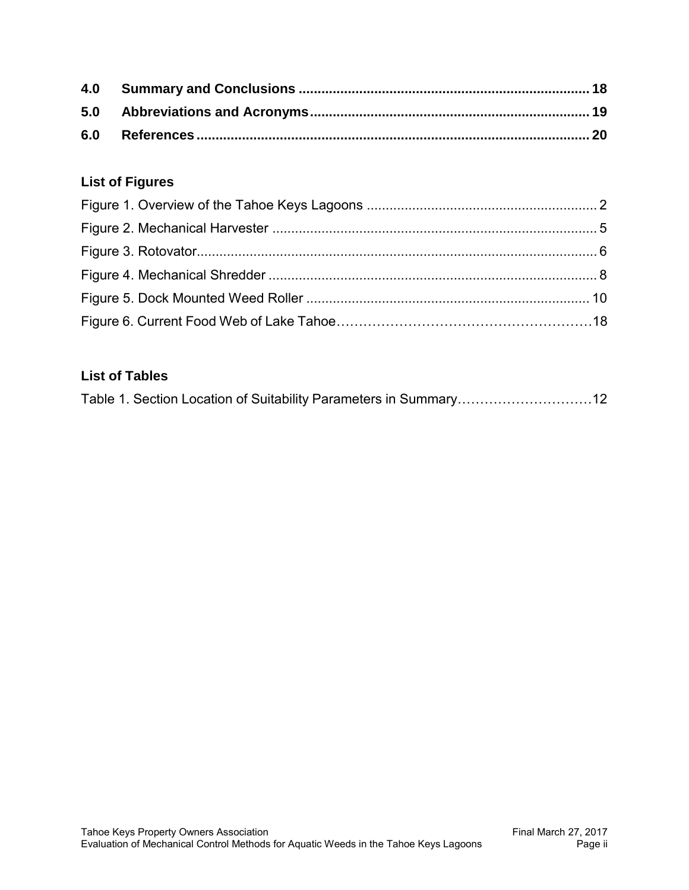**4.0 Summary and Conclusions ........................................................................... 18**

**5.0 Abbreviations and Acronyms........................................................................ 19**

**6.0 References...................................................................................................... 20**

### List of Figures

Figure 1. Overview of the Tahoe Keys Lagoons ............................................................ 2

Figure 2. Mechanical Harvester ...................................................................................... 5

Figure 3. Rotovator.......................................................................................................... 6

Figure 4. Mechanical Shredder ....................................................................................... 8

Figure 5. Dock Mounted Weed Roller ........................................................................... 10

Figure 6. Current Food Web of Lake Tahoe…………………………………………………18

### List of Tables

Table 1. Section Location of Suitability Parameters in Summary…………………………12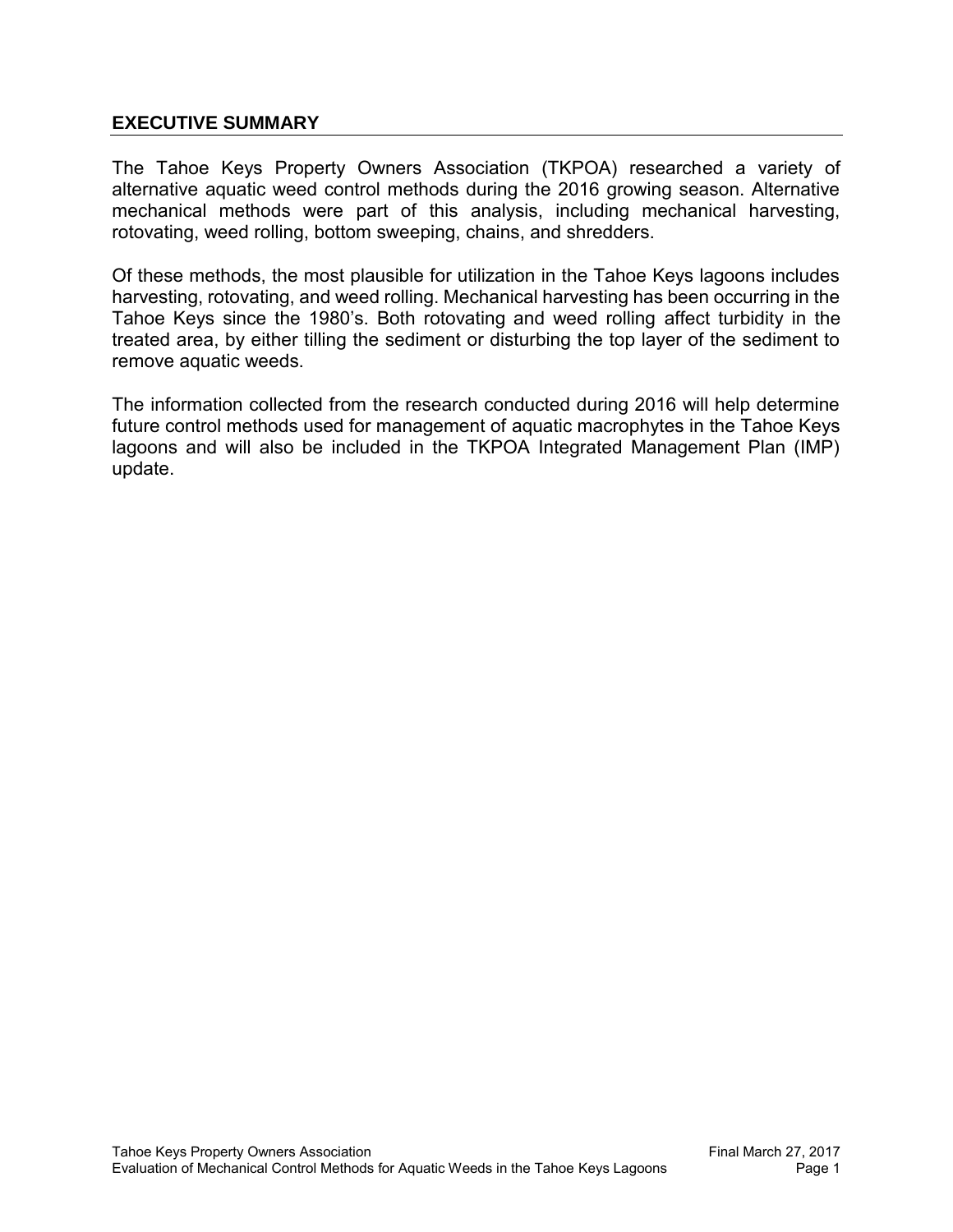## EXECUTIVE SUMMARY

The Tahoe Keys Property Owners Association (TKPOA) researched a variety of alternative aquatic weed control methods during the 2016 growing season. Alternative mechanical methods were part of this analysis, including mechanical harvesting, rotovating, weed rolling, bottom sweeping, chains, and shredders.

Of these methods, the most plausible for utilization in the Tahoe Keys lagoons includes harvesting, rotovating, and weed rolling. Mechanical harvesting has been occurring in the Tahoe Keys since the 1980's. Both rotovating and weed rolling affect turbidity in the treated area, by either tilling the sediment or disturbing the top layer of the sediment to remove aquatic weeds.

The information collected from the research conducted during 2016 will help determine future control methods used for management of aquatic macrophytes in the Tahoe Keys lagoons and will also be included in the TKPOA Integrated Management Plan (IMP) update.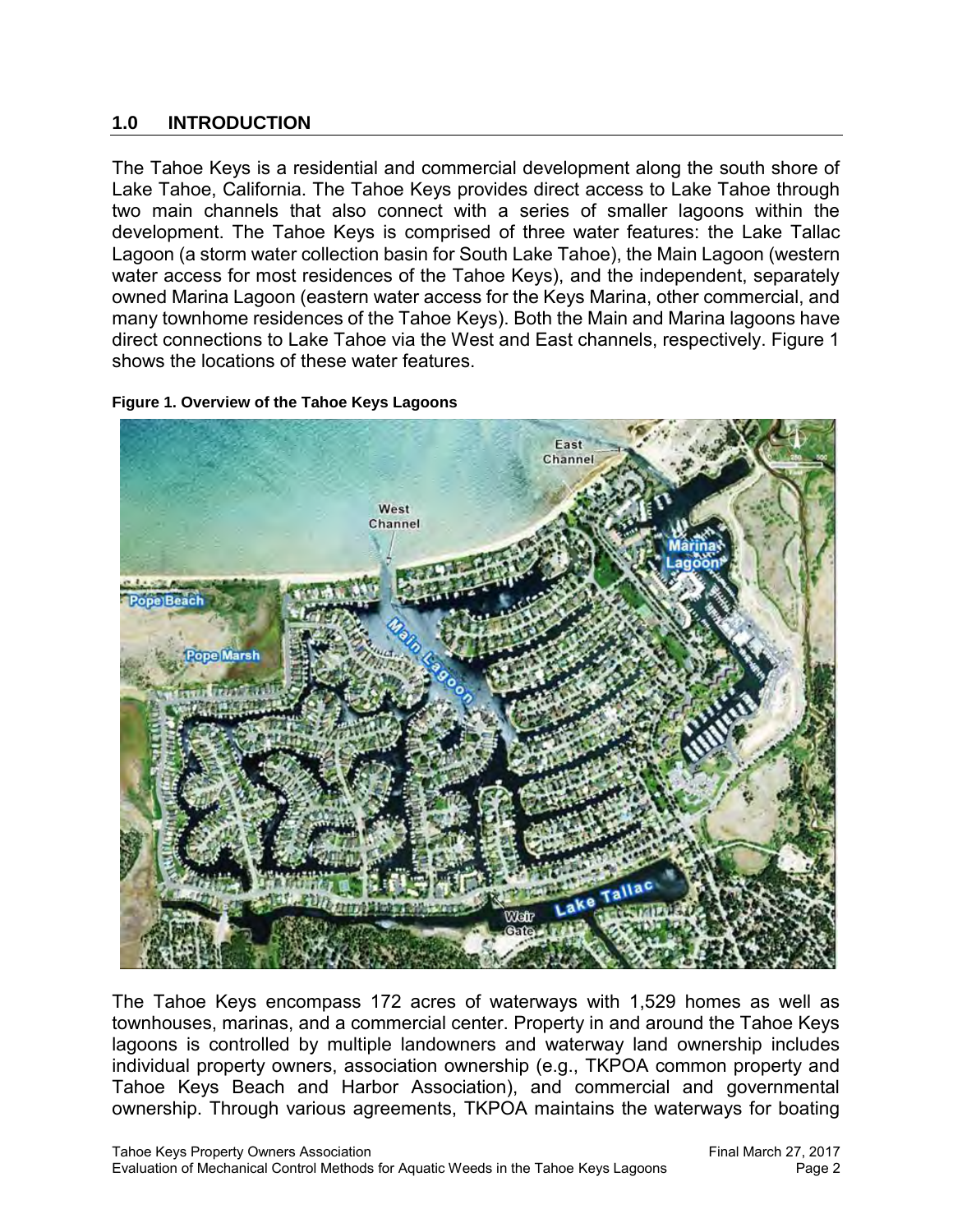## 1.0 INTRODUCTION

The Tahoe Keys is a residential and commercial development along the south shore of Lake Tahoe, California. The Tahoe Keys provides direct access to Lake Tahoe through two main channels that also connect with a series of smaller lagoons within the development. The Tahoe Keys is comprised of three water features: the Lake Tallac Lagoon (a storm water collection basin for South Lake Tahoe), the Main Lagoon (western water access for most residences of the Tahoe Keys), and the independent, separately owned Marina Lagoon (eastern water access for the Keys Marina, other commercial, and many townhome residences of the Tahoe Keys). Both the Main and Marina lagoons have direct connections to Lake Tahoe via the West and East channels, respectively. Figure 1 shows the locations of these water features.

**Figure 1. Overview of the Tahoe Keys Lagoons**

The Tahoe Keys encompass 172 acres of waterways with 1,529 homes as well as townhouses, marinas, and a commercial center. Property in and around the Tahoe Keys lagoons is controlled by multiple landowners and waterway land ownership includes individual property owners, association ownership (e.g., TKPOA common property and Tahoe Keys Beach and Harbor Association), and commercial and governmental ownership. Through various agreements, TKPOA maintains the waterways for boating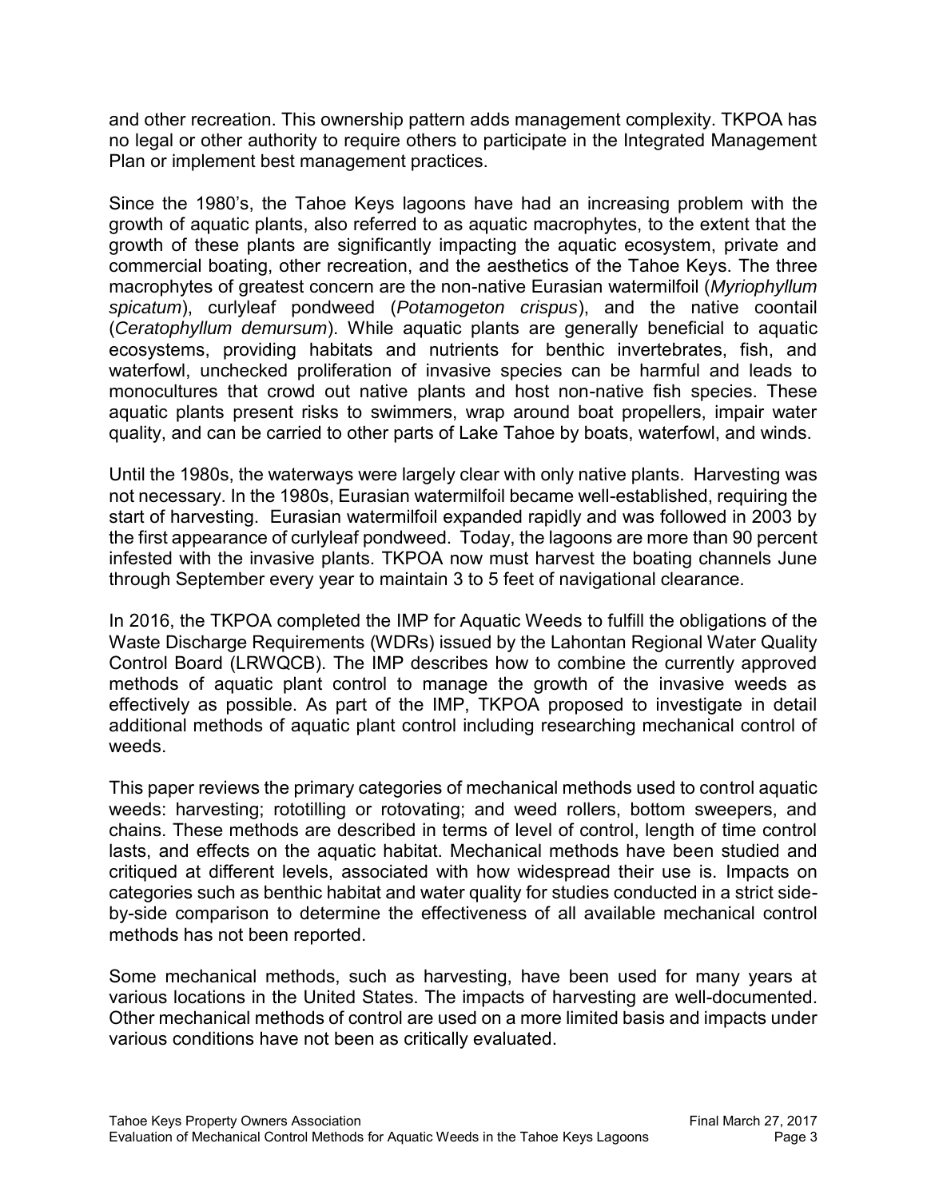and other recreation. This ownership pattern adds management complexity. TKPOA has no legal or other authority to require others to participate in the Integrated Management Plan or implement best management practices.

Since the 1980's, the Tahoe Keys lagoons have had an increasing problem with the growth of aquatic plants, also referred to as aquatic macrophytes, to the extent that the growth of these plants are significantly impacting the aquatic ecosystem, private and commercial boating, other recreation, and the aesthetics of the Tahoe Keys. The three macrophytes of greatest concern are the non-native Eurasian watermilfoil (*Myriophyllum spicatum*), curlyleaf pondweed (*Potamogeton crispus*), and the native coontail (*Ceratophyllum demursum*). While aquatic plants are generally beneficial to aquatic ecosystems, providing habitats and nutrients for benthic invertebrates, fish, and waterfowl, unchecked proliferation of invasive species can be harmful and leads to monocultures that crowd out native plants and host non-native fish species. These aquatic plants present risks to swimmers, wrap around boat propellers, impair water quality, and can be carried to other parts of Lake Tahoe by boats, waterfowl, and winds.

Until the 1980s, the waterways were largely clear with only native plants. Harvesting was not necessary. In the 1980s, Eurasian watermilfoil became well-established, requiring the start of harvesting. Eurasian watermilfoil expanded rapidly and was followed in 2003 by the first appearance of curlyleaf pondweed. Today, the lagoons are more than 90 percent infested with the invasive plants. TKPOA now must harvest the boating channels June through September every year to maintain 3 to 5 feet of navigational clearance.

In 2016, the TKPOA completed the IMP for Aquatic Weeds to fulfill the obligations of the Waste Discharge Requirements (WDRs) issued by the Lahontan Regional Water Quality Control Board (LRWQCB). The IMP describes how to combine the currently approved methods of aquatic plant control to manage the growth of the invasive weeds as effectively as possible. As part of the IMP, TKPOA proposed to investigate in detail additional methods of aquatic plant control including researching mechanical control of weeds.

This paper reviews the primary categories of mechanical methods used to control aquatic weeds: harvesting; rototilling or rotovating; and weed rollers, bottom sweepers, and chains. These methods are described in terms of level of control, length of time control lasts, and effects on the aquatic habitat. Mechanical methods have been studied and critiqued at different levels, associated with how widespread their use is. Impacts on categories such as benthic habitat and water quality for studies conducted in a strict side-by-side comparison to determine the effectiveness of all available mechanical control methods has not been reported.

Some mechanical methods, such as harvesting, have been used for many years at various locations in the United States. The impacts of harvesting are well-documented. Other mechanical methods of control are used on a more limited basis and impacts under various conditions have not been as critically evaluated.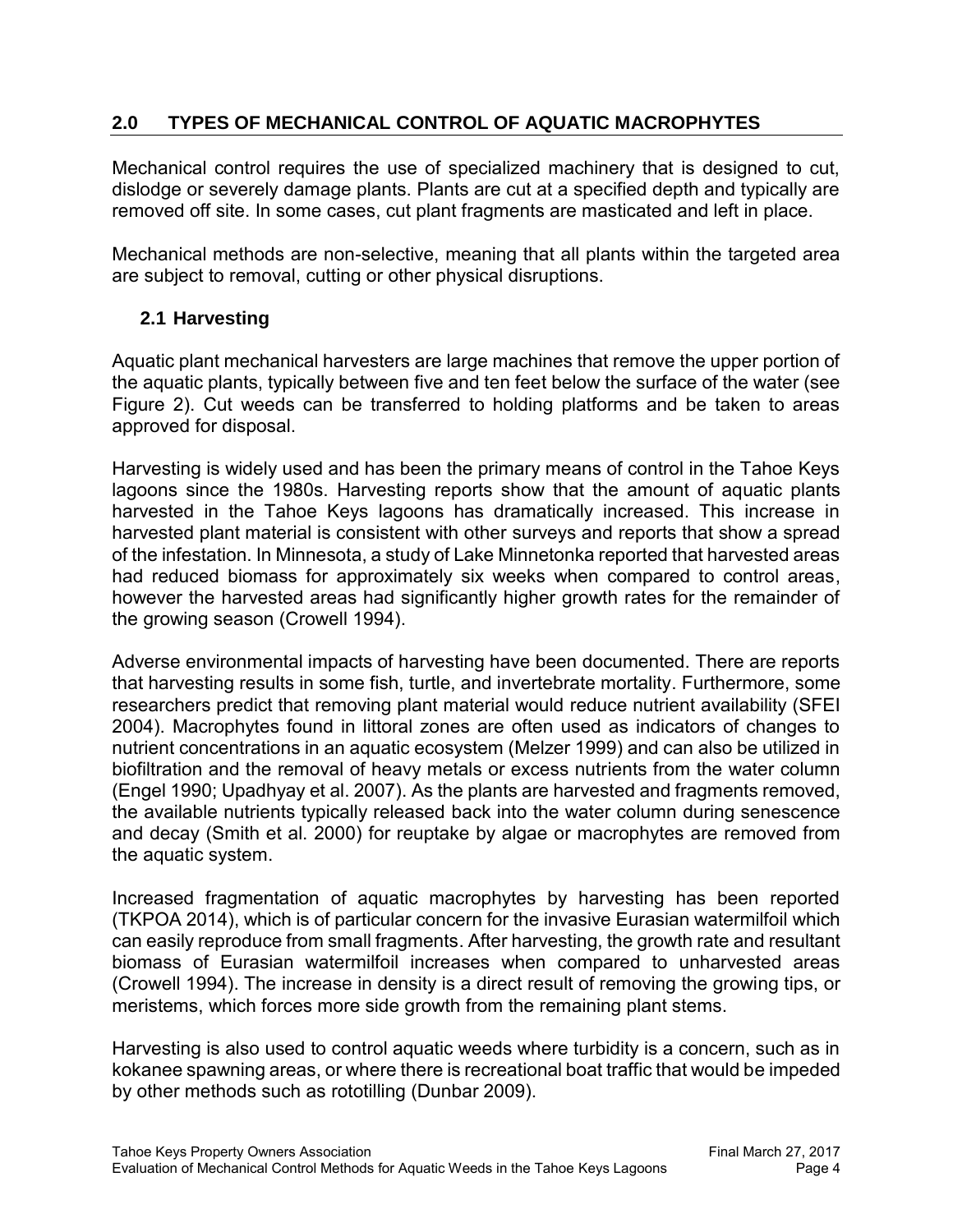## 2.0 TYPES OF MECHANICAL CONTROL OF AQUATIC MACROPHYTES

Mechanical control requires the use of specialized machinery that is designed to cut, dislodge or severely damage plants. Plants are cut at a specified depth and typically are removed off site. In some cases, cut plant fragments are masticated and left in place.

Mechanical methods are non-selective, meaning that all plants within the targeted area are subject to removal, cutting or other physical disruptions.

### 2.1 Harvesting

Aquatic plant mechanical harvesters are large machines that remove the upper portion of the aquatic plants, typically between five and ten feet below the surface of the water (see Figure 2). Cut weeds can be transferred to holding platforms and be taken to areas approved for disposal.

Harvesting is widely used and has been the primary means of control in the Tahoe Keys lagoons since the 1980s. Harvesting reports show that the amount of aquatic plants harvested in the Tahoe Keys lagoons has dramatically increased. This increase in harvested plant material is consistent with other surveys and reports that show a spread of the infestation. In Minnesota, a study of Lake Minnetonka reported that harvested areas had reduced biomass for approximately six weeks when compared to control areas, however the harvested areas had significantly higher growth rates for the remainder of the growing season (Crowell 1994).

Adverse environmental impacts of harvesting have been documented. There are reports that harvesting results in some fish, turtle, and invertebrate mortality. Furthermore, some researchers predict that removing plant material would reduce nutrient availability (SFEI 2004). Macrophytes found in littoral zones are often used as indicators of changes to nutrient concentrations in an aquatic ecosystem (Melzer 1999) and can also be utilized in biofiltration and the removal of heavy metals or excess nutrients from the water column (Engel 1990; Upadhyay et al. 2007). As the plants are harvested and fragments removed, the available nutrients typically released back into the water column during senescence and decay (Smith et al. 2000) for reuptake by algae or macrophytes are removed from the aquatic system.

Increased fragmentation of aquatic macrophytes by harvesting has been reported (TKPOA 2014), which is of particular concern for the invasive Eurasian watermilfoil which can easily reproduce from small fragments. After harvesting, the growth rate and resultant biomass of Eurasian watermilfoil increases when compared to unharvested areas (Crowell 1994). The increase in density is a direct result of removing the growing tips, or meristems, which forces more side growth from the remaining plant stems.

Harvesting is also used to control aquatic weeds where turbidity is a concern, such as in kokanee spawning areas, or where there is recreational boat traffic that would be impeded by other methods such as rototilling (Dunbar 2009).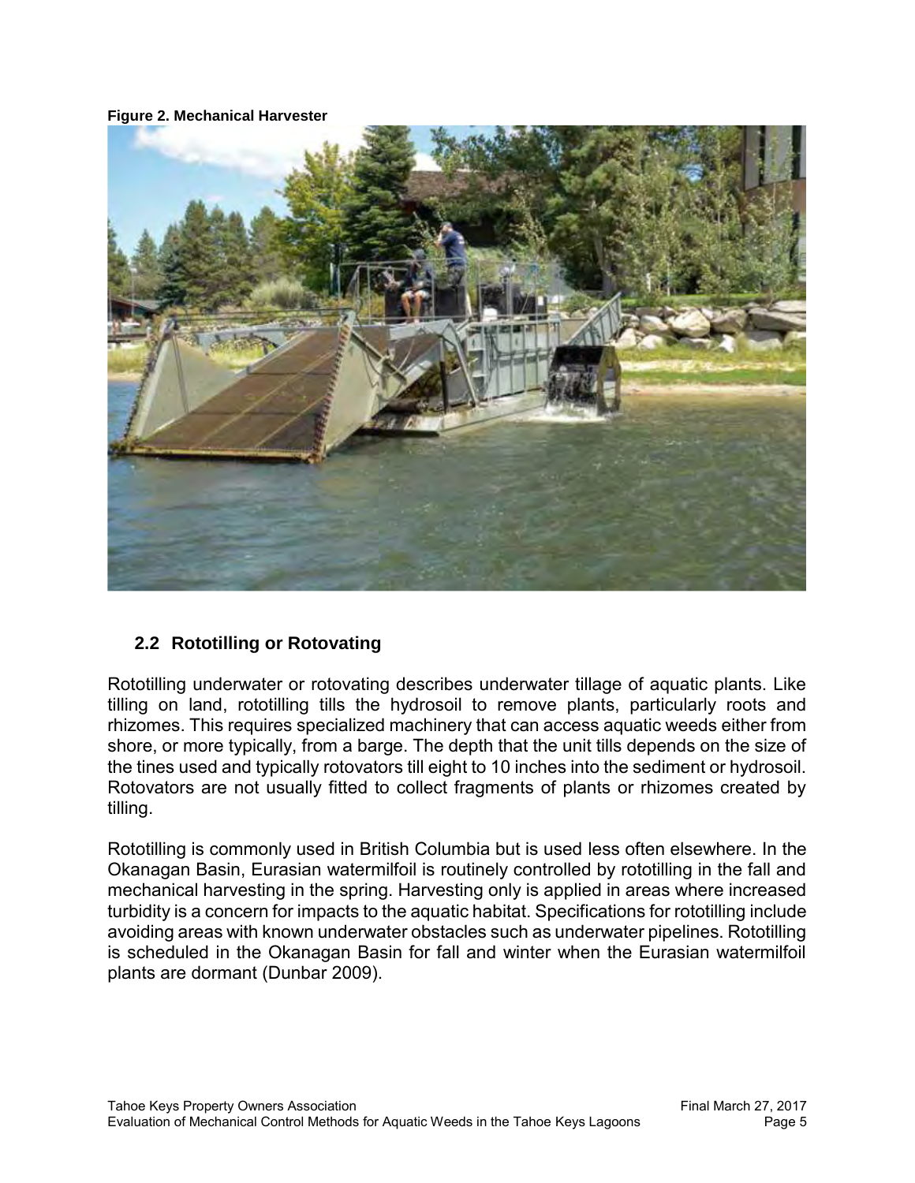**Figure 2. Mechanical Harvester**

## 2.2 Rototilling or Rotovating

Rototilling underwater or rotovating describes underwater tillage of aquatic plants. Like tilling on land, rototilling tills the hydrosoil to remove plants, particularly roots and rhizomes. This requires specialized machinery that can access aquatic weeds either from shore, or more typically, from a barge. The depth that the unit tills depends on the size of the tines used and typically rotovators till eight to 10 inches into the sediment or hydrosoil. Rotovators are not usually fitted to collect fragments of plants or rhizomes created by tilling.

Rototilling is commonly used in British Columbia but is used less often elsewhere. In the Okanagan Basin, Eurasian watermilfoil is routinely controlled by rototilling in the fall and mechanical harvesting in the spring. Harvesting only is applied in areas where increased turbidity is a concern for impacts to the aquatic habitat. Specifications for rototilling include avoiding areas with known underwater obstacles such as underwater pipelines. Rototilling is scheduled in the Okanagan Basin for fall and winter when the Eurasian watermilfoil plants are dormant (Dunbar 2009).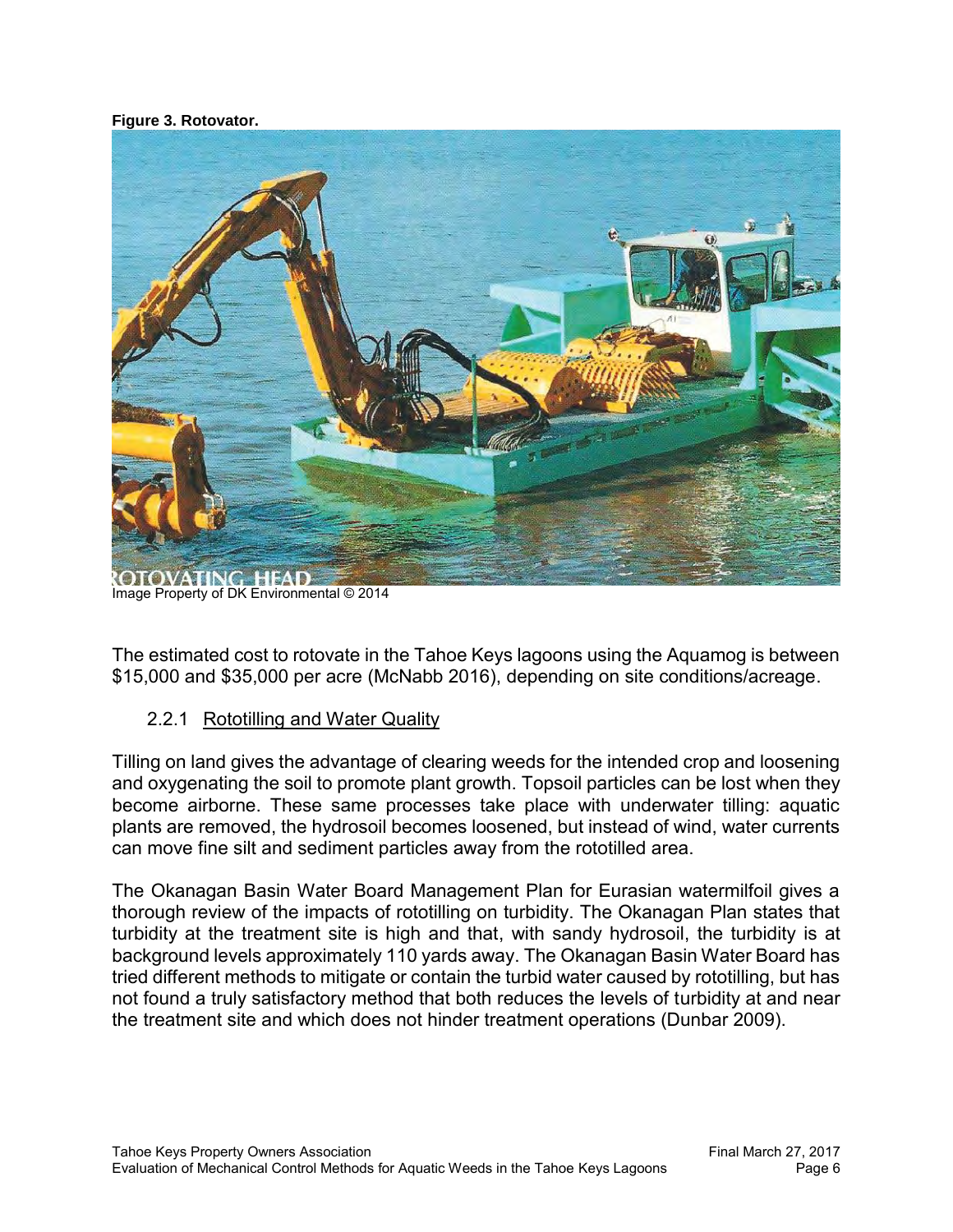**Figure 3. Rotovator.**

Image Property of DK Environmental © 2014

The estimated cost to rotovate in the Tahoe Keys lagoons using the Aquamog is between $15,000 and $35,000 per acre (McNabb 2016), depending on site conditions/acreage.

### 2.2.1 Rototilling and Water Quality

Tilling on land gives the advantage of clearing weeds for the intended crop and loosening and oxygenating the soil to promote plant growth. Topsoil particles can be lost when they become airborne. These same processes take place with underwater tilling: aquatic plants are removed, the hydrosoil becomes loosened, but instead of wind, water currents can move fine silt and sediment particles away from the rototilled area.

The Okanagan Basin Water Board Management Plan for Eurasian watermilfoil gives a thorough review of the impacts of rototilling on turbidity. The Okanagan Plan states that turbidity at the treatment site is high and that, with sandy hydrosoil, the turbidity is at background levels approximately 110 yards away. The Okanagan Basin Water Board has tried different methods to mitigate or contain the turbid water caused by rototilling, but has not found a truly satisfactory method that both reduces the levels of turbidity at and near the treatment site and which does not hinder treatment operations (Dunbar 2009).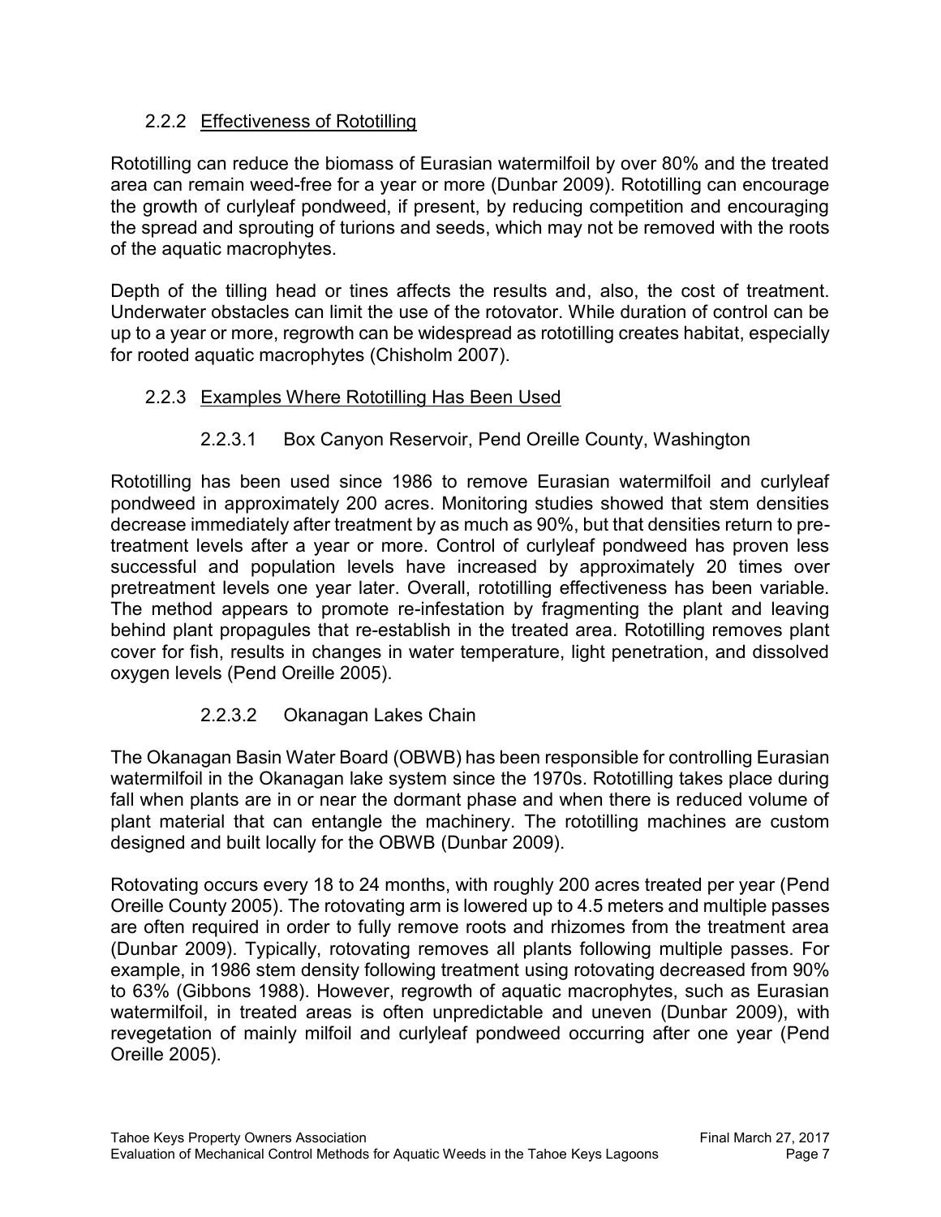### 2.2.2 Effectiveness of Rototilling

Rototilling can reduce the biomass of Eurasian watermilfoil by over 80% and the treated area can remain weed-free for a year or more (Dunbar 2009). Rototilling can encourage the growth of curlyleaf pondweed, if present, by reducing competition and encouraging the spread and sprouting of turions and seeds, which may not be removed with the roots of the aquatic macrophytes.

Depth of the tilling head or tines affects the results and, also, the cost of treatment. Underwater obstacles can limit the use of the rotovator. While duration of control can be up to a year or more, regrowth can be widespread as rototilling creates habitat, especially for rooted aquatic macrophytes (Chisholm 2007).

### 2.2.3 Examples Where Rototilling Has Been Used

#### 2.2.3.1 Box Canyon Reservoir, Pend Oreille County, Washington

Rototilling has been used since 1986 to remove Eurasian watermilfoil and curlyleaf pondweed in approximately 200 acres. Monitoring studies showed that stem densities decrease immediately after treatment by as much as 90%, but that densities return to pre-treatment levels after a year or more. Control of curlyleaf pondweed has proven less successful and population levels have increased by approximately 20 times over pretreatment levels one year later. Overall, rototilling effectiveness has been variable. The method appears to promote re-infestation by fragmenting the plant and leaving behind plant propagules that re-establish in the treated area. Rototilling removes plant cover for fish, results in changes in water temperature, light penetration, and dissolved oxygen levels (Pend Oreille 2005).

#### 2.2.3.2 Okanagan Lakes Chain

The Okanagan Basin Water Board (OBWB) has been responsible for controlling Eurasian watermilfoil in the Okanagan lake system since the 1970s. Rototilling takes place during fall when plants are in or near the dormant phase and when there is reduced volume of plant material that can entangle the machinery. The rototilling machines are custom designed and built locally for the OBWB (Dunbar 2009).

Rotovating occurs every 18 to 24 months, with roughly 200 acres treated per year (Pend Oreille County 2005). The rotovating arm is lowered up to 4.5 meters and multiple passes are often required in order to fully remove roots and rhizomes from the treatment area (Dunbar 2009). Typically, rotovating removes all plants following multiple passes. For example, in 1986 stem density following treatment using rotovating decreased from 90% to 63% (Gibbons 1988). However, regrowth of aquatic macrophytes, such as Eurasian watermilfoil, in treated areas is often unpredictable and uneven (Dunbar 2009), with revegetation of mainly milfoil and curlyleaf pondweed occurring after one year (Pend Oreille 2005).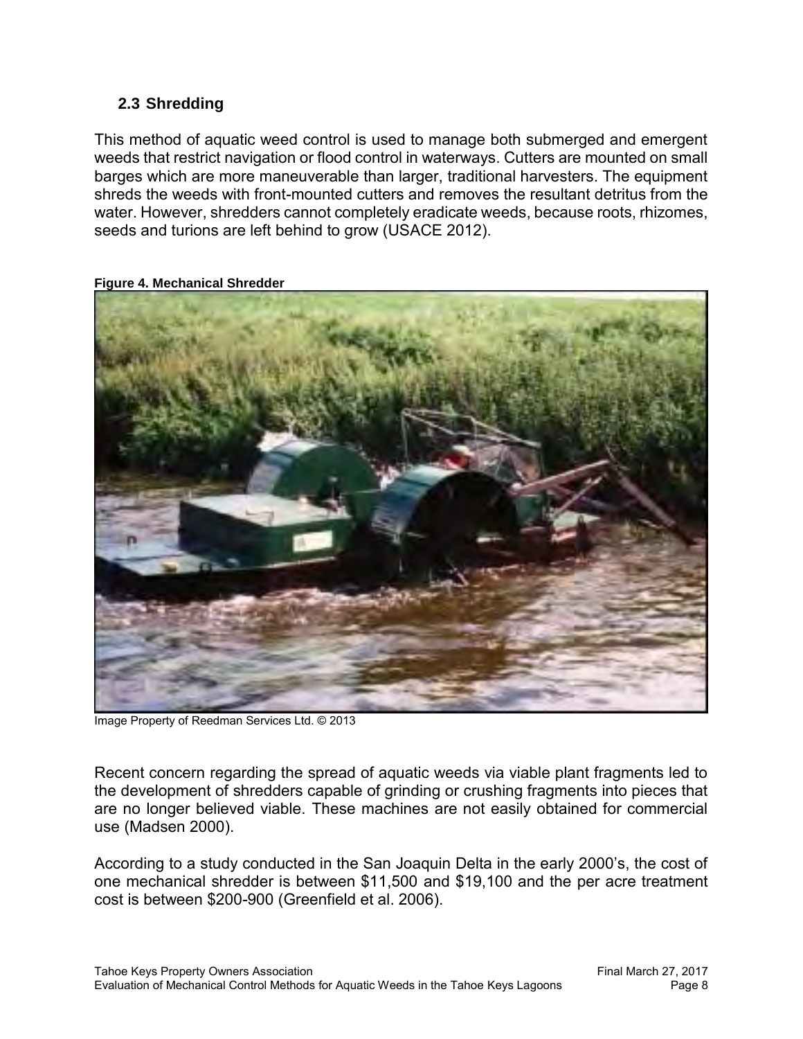## 2.3 Shredding

This method of aquatic weed control is used to manage both submerged and emergent weeds that restrict navigation or flood control in waterways. Cutters are mounted on small barges which are more maneuverable than larger, traditional harvesters. The equipment shreds the weeds with front-mounted cutters and removes the resultant detritus from the water. However, shredders cannot completely eradicate weeds, because roots, rhizomes, seeds and turions are left behind to grow (USACE 2012).

**Figure 4. Mechanical Shredder**

Image Property of Reedman Services Ltd. © 2013

Recent concern regarding the spread of aquatic weeds via viable plant fragments led to the development of shredders capable of grinding or crushing fragments into pieces that are no longer believed viable. These machines are not easily obtained for commercial use (Madsen 2000).

According to a study conducted in the San Joaquin Delta in the early 2000's, the cost of one mechanical shredder is between $11,500 and $19,100 and the per acre treatment cost is between $200-900 (Greenfield et al. 2006).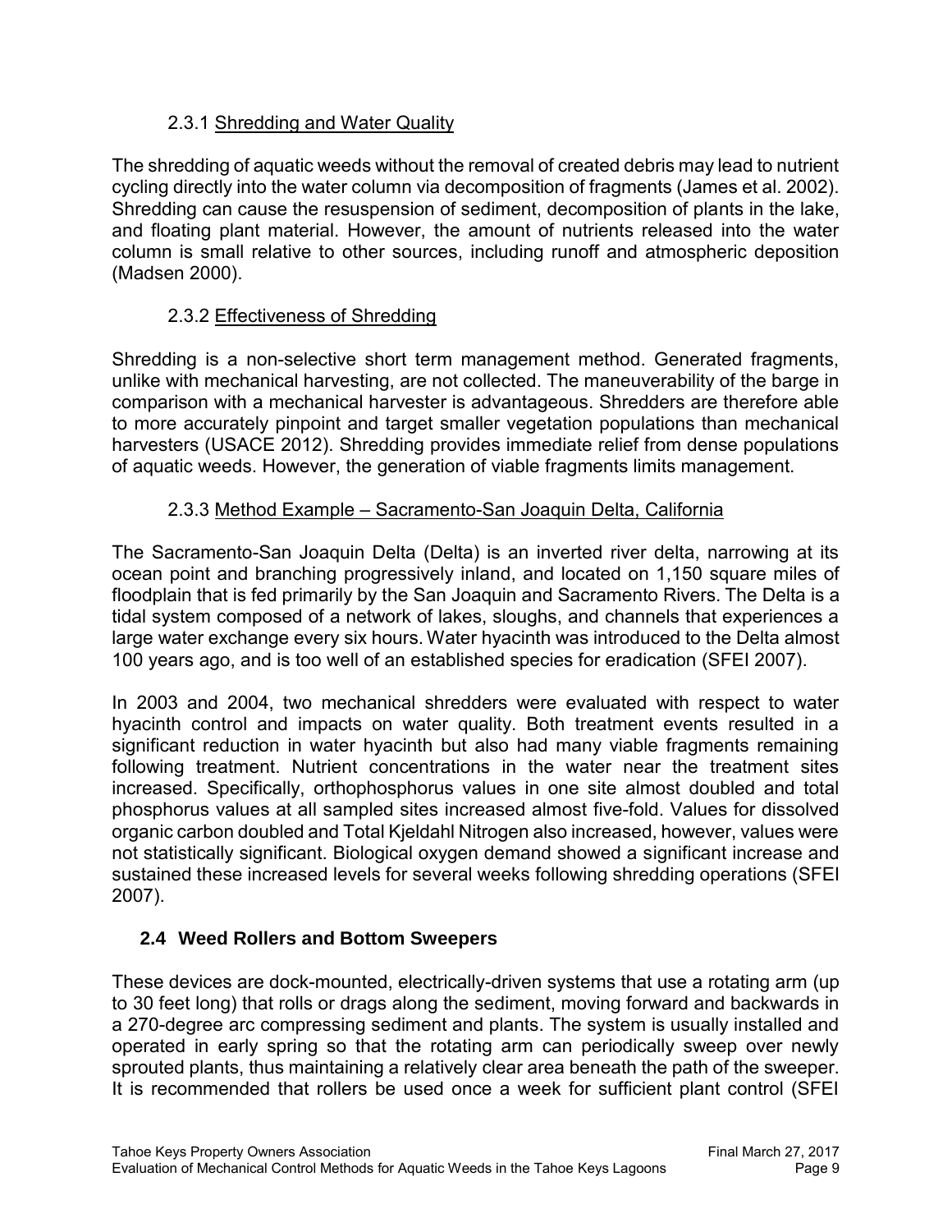### 2.3.1 Shredding and Water Quality

The shredding of aquatic weeds without the removal of created debris may lead to nutrient cycling directly into the water column via decomposition of fragments (James et al. 2002). Shredding can cause the resuspension of sediment, decomposition of plants in the lake, and floating plant material. However, the amount of nutrients released into the water column is small relative to other sources, including runoff and atmospheric deposition (Madsen 2000).

### 2.3.2 Effectiveness of Shredding

Shredding is a non-selective short term management method. Generated fragments, unlike with mechanical harvesting, are not collected. The maneuverability of the barge in comparison with a mechanical harvester is advantageous. Shredders are therefore able to more accurately pinpoint and target smaller vegetation populations than mechanical harvesters (USACE 2012). Shredding provides immediate relief from dense populations of aquatic weeds. However, the generation of viable fragments limits management.

### 2.3.3 Method Example – Sacramento-San Joaquin Delta, California

The Sacramento-San Joaquin Delta (Delta) is an inverted river delta, narrowing at its ocean point and branching progressively inland, and located on 1,150 square miles of floodplain that is fed primarily by the San Joaquin and Sacramento Rivers. The Delta is a tidal system composed of a network of lakes, sloughs, and channels that experiences a large water exchange every six hours. Water hyacinth was introduced to the Delta almost 100 years ago, and is too well of an established species for eradication (SFEI 2007).

In 2003 and 2004, two mechanical shredders were evaluated with respect to water hyacinth control and impacts on water quality. Both treatment events resulted in a significant reduction in water hyacinth but also had many viable fragments remaining following treatment. Nutrient concentrations in the water near the treatment sites increased. Specifically, orthophosphorus values in one site almost doubled and total phosphorus values at all sampled sites increased almost five-fold. Values for dissolved organic carbon doubled and Total Kjeldahl Nitrogen also increased, however, values were not statistically significant. Biological oxygen demand showed a significant increase and sustained these increased levels for several weeks following shredding operations (SFEI 2007).

## 2.4 Weed Rollers and Bottom Sweepers

These devices are dock-mounted, electrically-driven systems that use a rotating arm (up to 30 feet long) that rolls or drags along the sediment, moving forward and backwards in a 270-degree arc compressing sediment and plants. The system is usually installed and operated in early spring so that the rotating arm can periodically sweep over newly sprouted plants, thus maintaining a relatively clear area beneath the path of the sweeper. It is recommended that rollers be used once a week for sufficient plant control (SFEI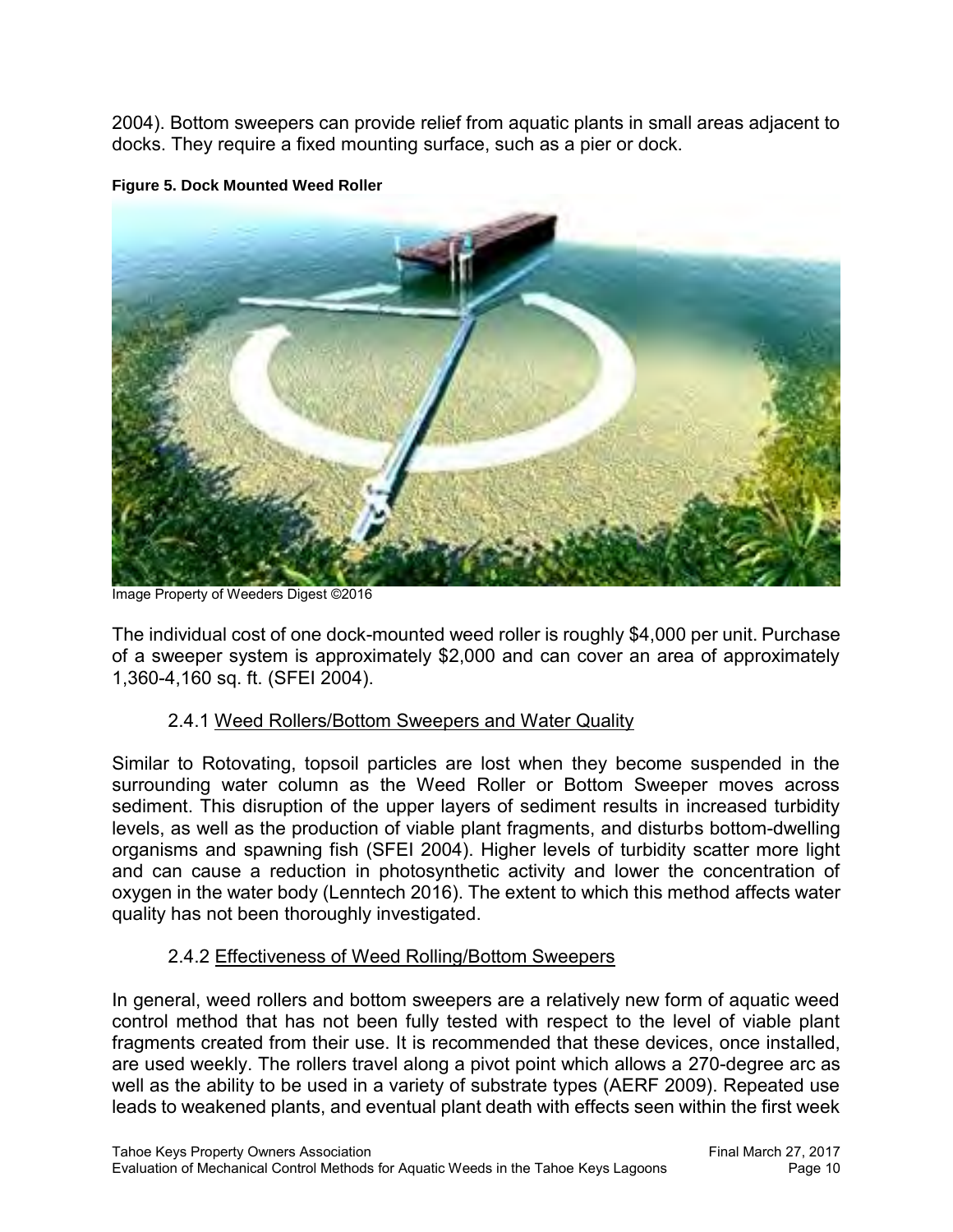2004). Bottom sweepers can provide relief from aquatic plants in small areas adjacent to docks. They require a fixed mounting surface, such as a pier or dock.

**Figure 5. Dock Mounted Weed Roller**

Image Property of Weeders Digest ©2016

The individual cost of one dock-mounted weed roller is roughly $4,000 per unit. Purchase of a sweeper system is approximately $2,000 and can cover an area of approximately 1,360-4,160 sq. ft. (SFEI 2004).

### 2.4.1 Weed Rollers/Bottom Sweepers and Water Quality

Similar to Rotovating, topsoil particles are lost when they become suspended in the surrounding water column as the Weed Roller or Bottom Sweeper moves across sediment. This disruption of the upper layers of sediment results in increased turbidity levels, as well as the production of viable plant fragments, and disturbs bottom-dwelling organisms and spawning fish (SFEI 2004). Higher levels of turbidity scatter more light and can cause a reduction in photosynthetic activity and lower the concentration of oxygen in the water body (Lenntech 2016). The extent to which this method affects water quality has not been thoroughly investigated.

### 2.4.2 Effectiveness of Weed Rolling/Bottom Sweepers

In general, weed rollers and bottom sweepers are a relatively new form of aquatic weed control method that has not been fully tested with respect to the level of viable plant fragments created from their use. It is recommended that these devices, once installed, are used weekly. The rollers travel along a pivot point which allows a 270-degree arc as well as the ability to be used in a variety of substrate types (AERF 2009). Repeated use leads to weakened plants, and eventual plant death with effects seen within the first week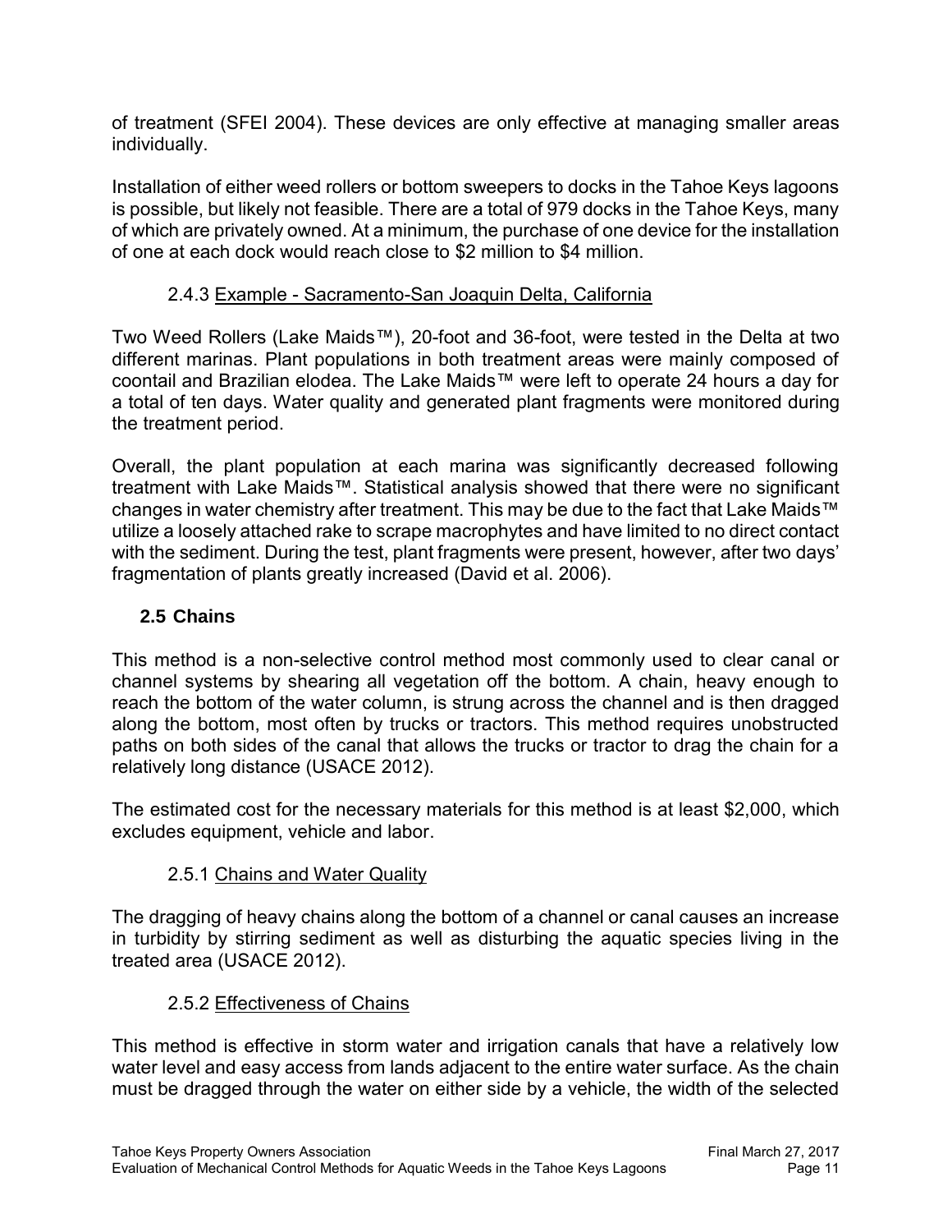of treatment (SFEI 2004). These devices are only effective at managing smaller areas individually.

Installation of either weed rollers or bottom sweepers to docks in the Tahoe Keys lagoons is possible, but likely not feasible. There are a total of 979 docks in the Tahoe Keys, many of which are privately owned. At a minimum, the purchase of one device for the installation of one at each dock would reach close to $2 million to $4 million.

### 2.4.3 Example - Sacramento-San Joaquin Delta, California

Two Weed Rollers (Lake Maids™), 20-foot and 36-foot, were tested in the Delta at two different marinas. Plant populations in both treatment areas were mainly composed of coontail and Brazilian elodea. The Lake Maids™ were left to operate 24 hours a day for a total of ten days. Water quality and generated plant fragments were monitored during the treatment period.

Overall, the plant population at each marina was significantly decreased following treatment with Lake Maids™. Statistical analysis showed that there were no significant changes in water chemistry after treatment. This may be due to the fact that Lake Maids™ utilize a loosely attached rake to scrape macrophytes and have limited to no direct contact with the sediment. During the test, plant fragments were present, however, after two days' fragmentation of plants greatly increased (David et al. 2006).

## 2.5 Chains

This method is a non-selective control method most commonly used to clear canal or channel systems by shearing all vegetation off the bottom. A chain, heavy enough to reach the bottom of the water column, is strung across the channel and is then dragged along the bottom, most often by trucks or tractors. This method requires unobstructed paths on both sides of the canal that allows the trucks or tractor to drag the chain for a relatively long distance (USACE 2012).

The estimated cost for the necessary materials for this method is at least $2,000, which excludes equipment, vehicle and labor.

### 2.5.1 Chains and Water Quality

The dragging of heavy chains along the bottom of a channel or canal causes an increase in turbidity by stirring sediment as well as disturbing the aquatic species living in the treated area (USACE 2012).

### 2.5.2 Effectiveness of Chains

This method is effective in storm water and irrigation canals that have a relatively low water level and easy access from lands adjacent to the entire water surface. As the chain must be dragged through the water on either side by a vehicle, the width of the selected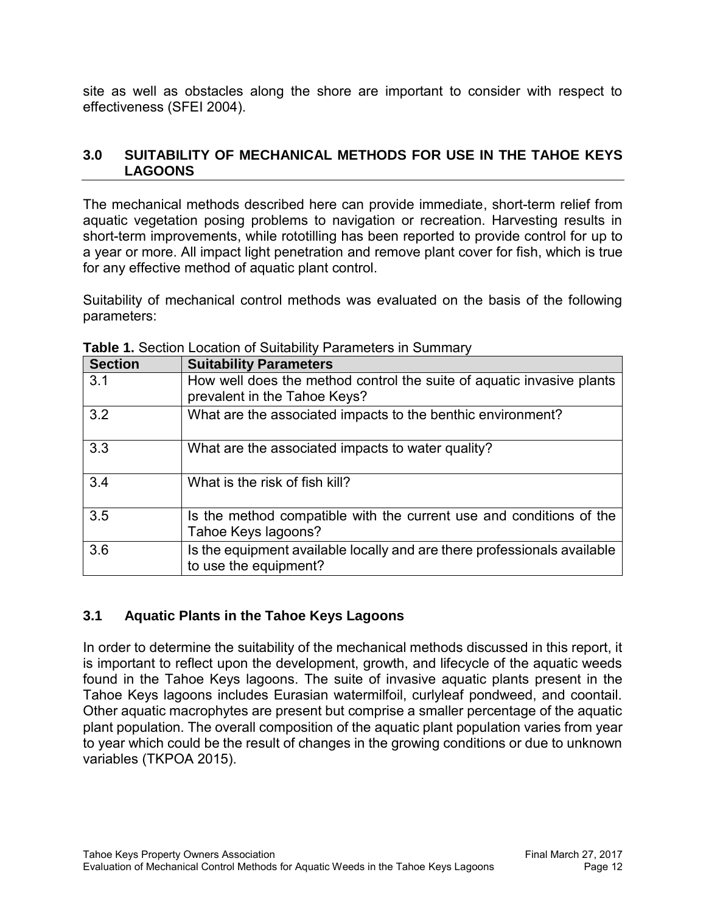site as well as obstacles along the shore are important to consider with respect to effectiveness (SFEI 2004).

## 3.0 SUITABILITY OF MECHANICAL METHODS FOR USE IN THE TAHOE KEYS LAGOONS

The mechanical methods described here can provide immediate, short-term relief from aquatic vegetation posing problems to navigation or recreation. Harvesting results in short-term improvements, while rototilling has been reported to provide control for up to a year or more. All impact light penetration and remove plant cover for fish, which is true for any effective method of aquatic plant control.

Suitability of mechanical control methods was evaluated on the basis of the following parameters:

**Table 1.** Section Location of Suitability Parameters in Summary

| Section | Suitability Parameters |
|---|---|
| 3.1 | How well does the method control the suite of aquatic invasive plants prevalent in the Tahoe Keys? |
| 3.2 | What are the associated impacts to the benthic environment? |
| 3.3 | What are the associated impacts to water quality? |
| 3.4 | What is the risk of fish kill? |
| 3.5 | Is the method compatible with the current use and conditions of the Tahoe Keys lagoons? |
| 3.6 | Is the equipment available locally and are there professionals available to use the equipment? |

### 3.1 Aquatic Plants in the Tahoe Keys Lagoons

In order to determine the suitability of the mechanical methods discussed in this report, it is important to reflect upon the development, growth, and lifecycle of the aquatic weeds found in the Tahoe Keys lagoons. The suite of invasive aquatic plants present in the Tahoe Keys lagoons includes Eurasian watermilfoil, curlyleaf pondweed, and coontail. Other aquatic macrophytes are present but comprise a smaller percentage of the aquatic plant population. The overall composition of the aquatic plant population varies from year to year which could be the result of changes in the growing conditions or due to unknown variables (TKPOA 2015).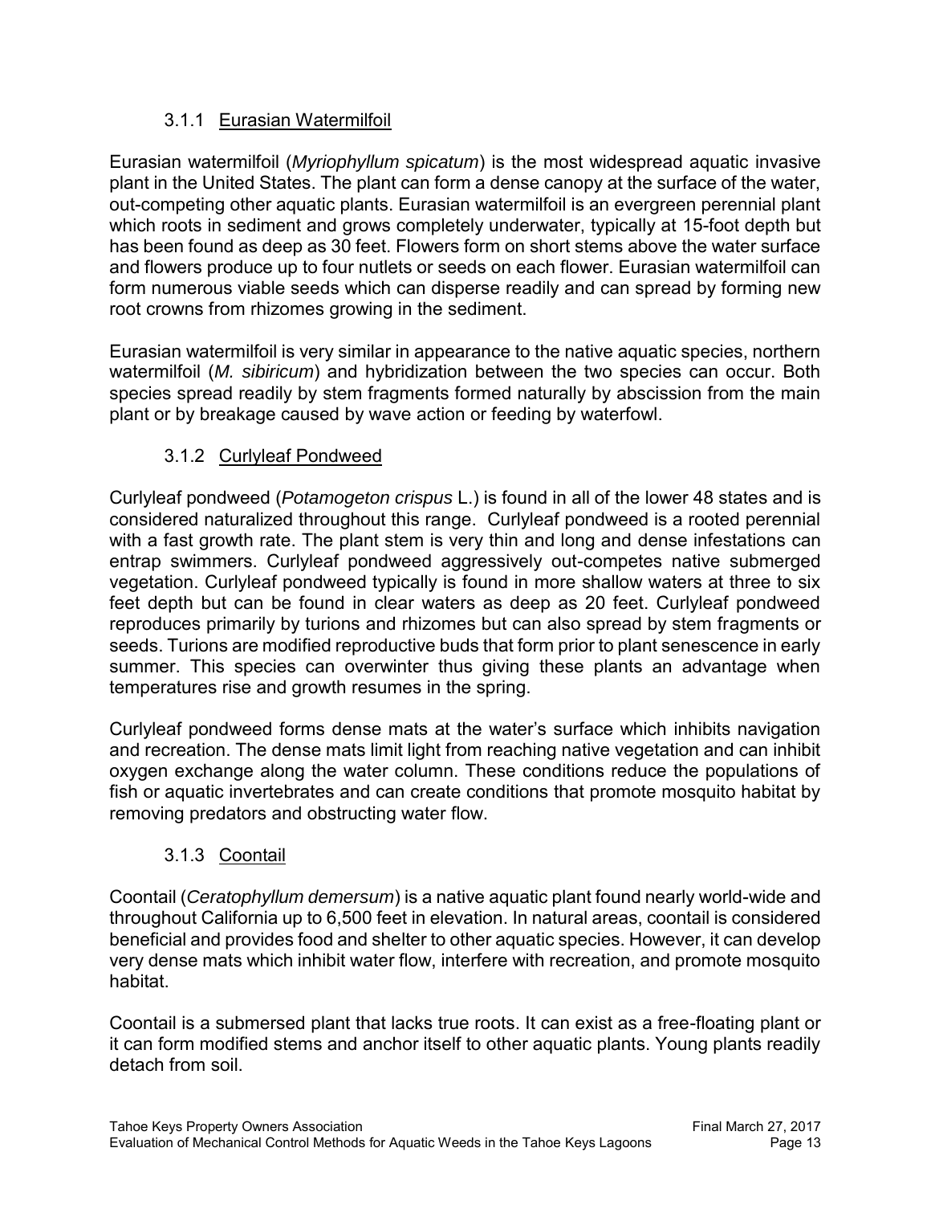### 3.1.1 Eurasian Watermilfoil

Eurasian watermilfoil (*Myriophyllum spicatum*) is the most widespread aquatic invasive plant in the United States. The plant can form a dense canopy at the surface of the water, out-competing other aquatic plants. Eurasian watermilfoil is an evergreen perennial plant which roots in sediment and grows completely underwater, typically at 15-foot depth but has been found as deep as 30 feet. Flowers form on short stems above the water surface and flowers produce up to four nutlets or seeds on each flower. Eurasian watermilfoil can form numerous viable seeds which can disperse readily and can spread by forming new root crowns from rhizomes growing in the sediment.

Eurasian watermilfoil is very similar in appearance to the native aquatic species, northern watermilfoil (*M. sibiricum*) and hybridization between the two species can occur. Both species spread readily by stem fragments formed naturally by abscission from the main plant or by breakage caused by wave action or feeding by waterfowl.

### 3.1.2 Curlyleaf Pondweed

Curlyleaf pondweed (*Potamogeton crispus* L.) is found in all of the lower 48 states and is considered naturalized throughout this range. Curlyleaf pondweed is a rooted perennial with a fast growth rate. The plant stem is very thin and long and dense infestations can entrap swimmers. Curlyleaf pondweed aggressively out-competes native submerged vegetation. Curlyleaf pondweed typically is found in more shallow waters at three to six feet depth but can be found in clear waters as deep as 20 feet. Curlyleaf pondweed reproduces primarily by turions and rhizomes but can also spread by stem fragments or seeds. Turions are modified reproductive buds that form prior to plant senescence in early summer. This species can overwinter thus giving these plants an advantage when temperatures rise and growth resumes in the spring.

Curlyleaf pondweed forms dense mats at the water's surface which inhibits navigation and recreation. The dense mats limit light from reaching native vegetation and can inhibit oxygen exchange along the water column. These conditions reduce the populations of fish or aquatic invertebrates and can create conditions that promote mosquito habitat by removing predators and obstructing water flow.

### 3.1.3 Coontail

Coontail (*Ceratophyllum demersum*) is a native aquatic plant found nearly world-wide and throughout California up to 6,500 feet in elevation. In natural areas, coontail is considered beneficial and provides food and shelter to other aquatic species. However, it can develop very dense mats which inhibit water flow, interfere with recreation, and promote mosquito habitat.

Coontail is a submersed plant that lacks true roots. It can exist as a free-floating plant or it can form modified stems and anchor itself to other aquatic plants. Young plants readily detach from soil.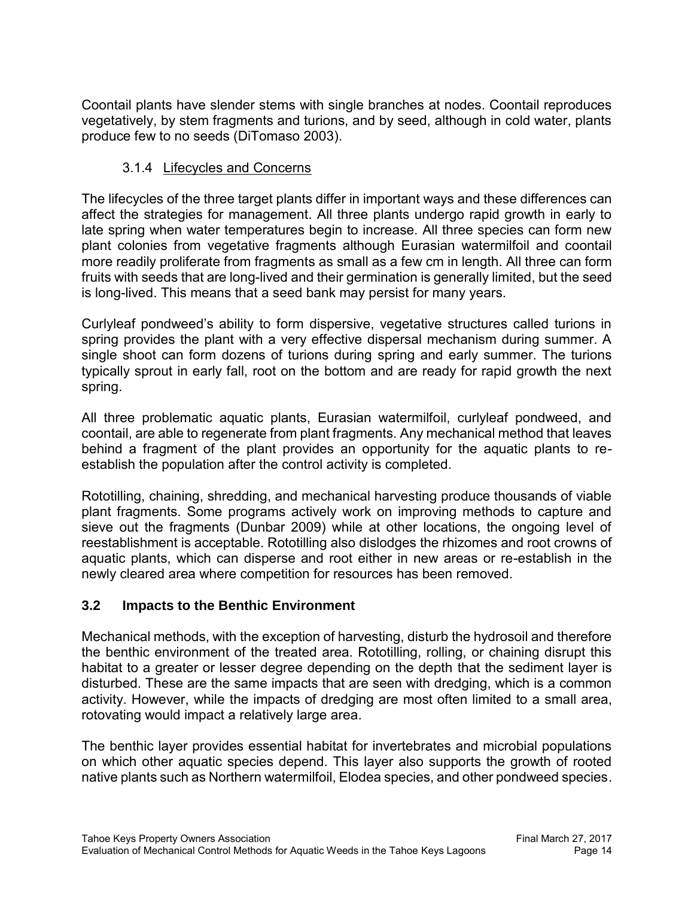Coontail plants have slender stems with single branches at nodes. Coontail reproduces vegetatively, by stem fragments and turions, and by seed, although in cold water, plants produce few to no seeds (DiTomaso 2003).

#### 3.1.4 Lifecycles and Concerns

The lifecycles of the three target plants differ in important ways and these differences can affect the strategies for management. All three plants undergo rapid growth in early to late spring when water temperatures begin to increase. All three species can form new plant colonies from vegetative fragments although Eurasian watermilfoil and coontail more readily proliferate from fragments as small as a few cm in length. All three can form fruits with seeds that are long-lived and their germination is generally limited, but the seed is long-lived. This means that a seed bank may persist for many years.

Curlyleaf pondweed's ability to form dispersive, vegetative structures called turions in spring provides the plant with a very effective dispersal mechanism during summer. A single shoot can form dozens of turions during spring and early summer. The turions typically sprout in early fall, root on the bottom and are ready for rapid growth the next spring.

All three problematic aquatic plants, Eurasian watermilfoil, curlyleaf pondweed, and coontail, are able to regenerate from plant fragments. Any mechanical method that leaves behind a fragment of the plant provides an opportunity for the aquatic plants to re-establish the population after the control activity is completed.

Rototilling, chaining, shredding, and mechanical harvesting produce thousands of viable plant fragments. Some programs actively work on improving methods to capture and sieve out the fragments (Dunbar 2009) while at other locations, the ongoing level of reestablishment is acceptable. Rototilling also dislodges the rhizomes and root crowns of aquatic plants, which can disperse and root either in new areas or re-establish in the newly cleared area where competition for resources has been removed.

## 3.2 Impacts to the Benthic Environment

Mechanical methods, with the exception of harvesting, disturb the hydrosoil and therefore the benthic environment of the treated area. Rototilling, rolling, or chaining disrupt this habitat to a greater or lesser degree depending on the depth that the sediment layer is disturbed. These are the same impacts that are seen with dredging, which is a common activity. However, while the impacts of dredging are most often limited to a small area, rotovating would impact a relatively large area.

The benthic layer provides essential habitat for invertebrates and microbial populations on which other aquatic species depend. This layer also supports the growth of rooted native plants such as Northern watermilfoil, Elodea species, and other pondweed species.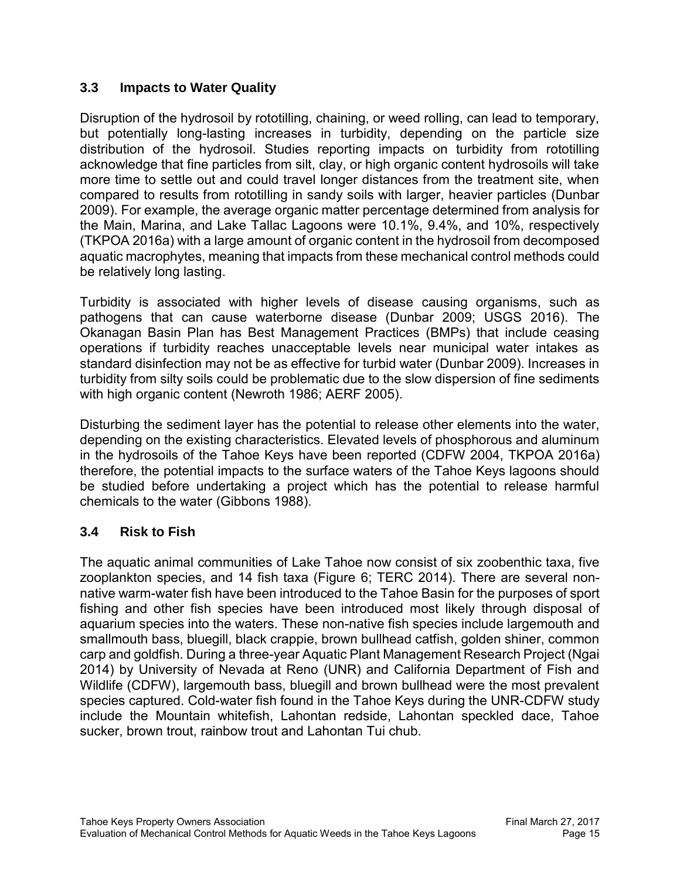## 3.3 Impacts to Water Quality

Disruption of the hydrosoil by rototilling, chaining, or weed rolling, can lead to temporary, but potentially long-lasting increases in turbidity, depending on the particle size distribution of the hydrosoil. Studies reporting impacts on turbidity from rototilling acknowledge that fine particles from silt, clay, or high organic content hydrosoils will take more time to settle out and could travel longer distances from the treatment site, when compared to results from rototilling in sandy soils with larger, heavier particles (Dunbar 2009). For example, the average organic matter percentage determined from analysis for the Main, Marina, and Lake Tallac Lagoons were 10.1%, 9.4%, and 10%, respectively (TKPOA 2016a) with a large amount of organic content in the hydrosoil from decomposed aquatic macrophytes, meaning that impacts from these mechanical control methods could be relatively long lasting.

Turbidity is associated with higher levels of disease causing organisms, such as pathogens that can cause waterborne disease (Dunbar 2009; USGS 2016). The Okanagan Basin Plan has Best Management Practices (BMPs) that include ceasing operations if turbidity reaches unacceptable levels near municipal water intakes as standard disinfection may not be as effective for turbid water (Dunbar 2009). Increases in turbidity from silty soils could be problematic due to the slow dispersion of fine sediments with high organic content (Newroth 1986; AERF 2005).

Disturbing the sediment layer has the potential to release other elements into the water, depending on the existing characteristics. Elevated levels of phosphorous and aluminum in the hydrosoils of the Tahoe Keys have been reported (CDFW 2004, TKPOA 2016a) therefore, the potential impacts to the surface waters of the Tahoe Keys lagoons should be studied before undertaking a project which has the potential to release harmful chemicals to the water (Gibbons 1988).

## 3.4 Risk to Fish

The aquatic animal communities of Lake Tahoe now consist of six zoobenthic taxa, five zooplankton species, and 14 fish taxa (Figure 6; TERC 2014). There are several non-native warm-water fish have been introduced to the Tahoe Basin for the purposes of sport fishing and other fish species have been introduced most likely through disposal of aquarium species into the waters. These non-native fish species include largemouth and smallmouth bass, bluegill, black crappie, brown bullhead catfish, golden shiner, common carp and goldfish. During a three-year Aquatic Plant Management Research Project (Ngai 2014) by University of Nevada at Reno (UNR) and California Department of Fish and Wildlife (CDFW), largemouth bass, bluegill and brown bullhead were the most prevalent species captured. Cold-water fish found in the Tahoe Keys during the UNR-CDFW study include the Mountain whitefish, Lahontan redside, Lahontan speckled dace, Tahoe sucker, brown trout, rainbow trout and Lahontan Tui chub.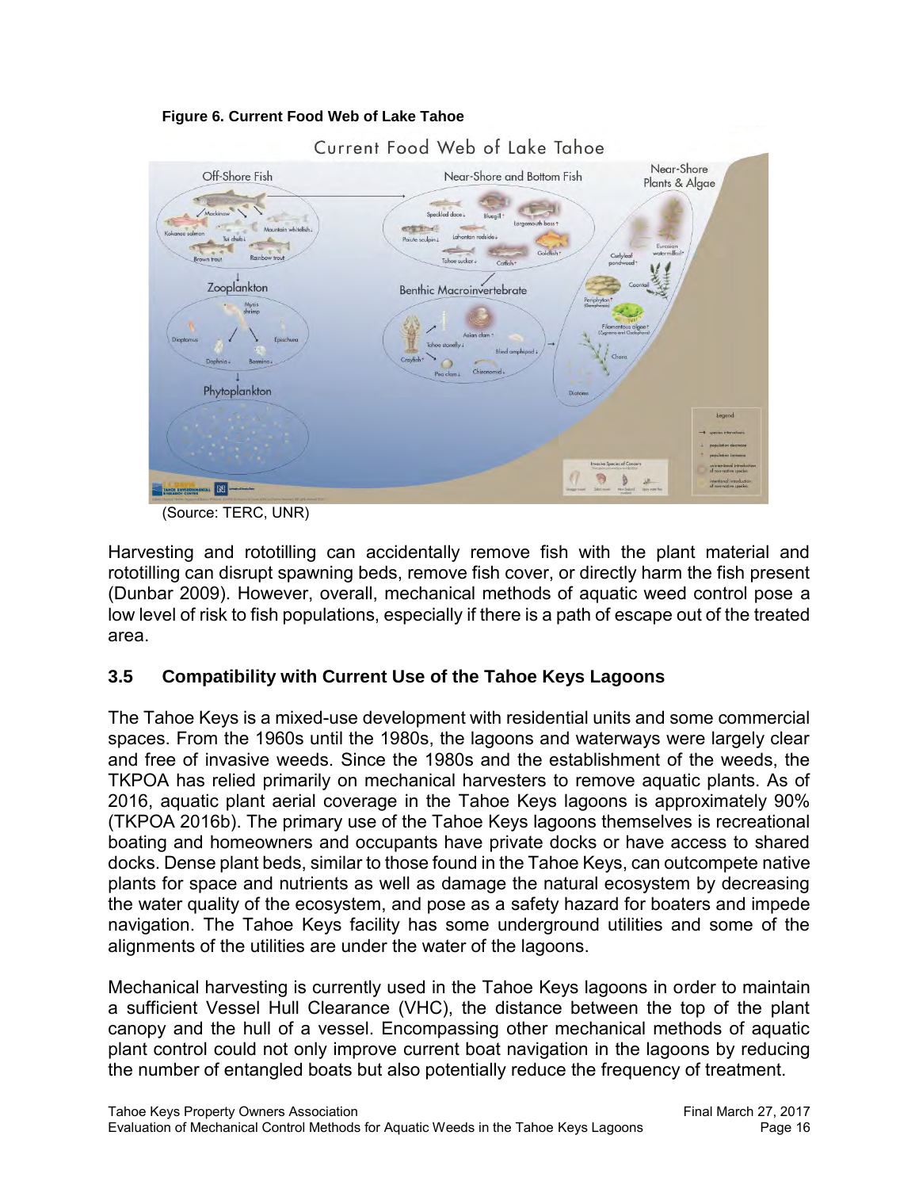**Figure 6. Current Food Web of Lake Tahoe**

(Source: TERC, UNR)

Harvesting and rototilling can accidentally remove fish with the plant material and rototilling can disrupt spawning beds, remove fish cover, or directly harm the fish present (Dunbar 2009). However, overall, mechanical methods of aquatic weed control pose a low level of risk to fish populations, especially if there is a path of escape out of the treated area.

### 3.5 Compatibility with Current Use of the Tahoe Keys Lagoons

The Tahoe Keys is a mixed-use development with residential units and some commercial spaces. From the 1960s until the 1980s, the lagoons and waterways were largely clear and free of invasive weeds. Since the 1980s and the establishment of the weeds, the TKPOA has relied primarily on mechanical harvesters to remove aquatic plants. As of 2016, aquatic plant aerial coverage in the Tahoe Keys lagoons is approximately 90% (TKPOA 2016b). The primary use of the Tahoe Keys lagoons themselves is recreational boating and homeowners and occupants have private docks or have access to shared docks. Dense plant beds, similar to those found in the Tahoe Keys, can outcompete native plants for space and nutrients as well as damage the natural ecosystem by decreasing the water quality of the ecosystem, and pose as a safety hazard for boaters and impede navigation. The Tahoe Keys facility has some underground utilities and some of the alignments of the utilities are under the water of the lagoons.

Mechanical harvesting is currently used in the Tahoe Keys lagoons in order to maintain a sufficient Vessel Hull Clearance (VHC), the distance between the top of the plant canopy and the hull of a vessel. Encompassing other mechanical methods of aquatic plant control could not only improve current boat navigation in the lagoons by reducing the number of entangled boats but also potentially reduce the frequency of treatment.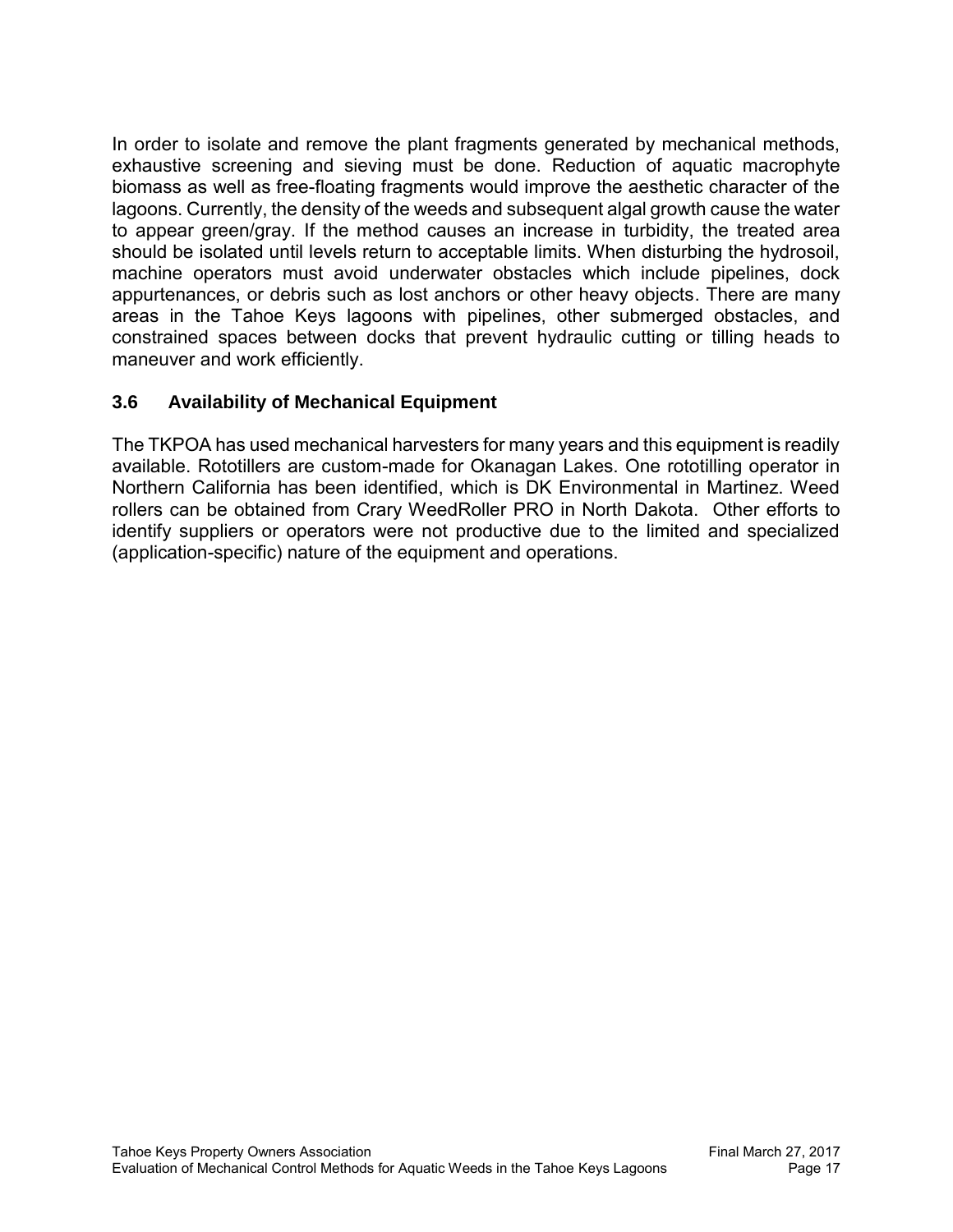In order to isolate and remove the plant fragments generated by mechanical methods, exhaustive screening and sieving must be done. Reduction of aquatic macrophyte biomass as well as free-floating fragments would improve the aesthetic character of the lagoons. Currently, the density of the weeds and subsequent algal growth cause the water to appear green/gray. If the method causes an increase in turbidity, the treated area should be isolated until levels return to acceptable limits. When disturbing the hydrosoil, machine operators must avoid underwater obstacles which include pipelines, dock appurtenances, or debris such as lost anchors or other heavy objects. There are many areas in the Tahoe Keys lagoons with pipelines, other submerged obstacles, and constrained spaces between docks that prevent hydraulic cutting or tilling heads to maneuver and work efficiently.

### 3.6 Availability of Mechanical Equipment

The TKPOA has used mechanical harvesters for many years and this equipment is readily available. Rototillers are custom-made for Okanagan Lakes. One rototilling operator in Northern California has been identified, which is DK Environmental in Martinez. Weed rollers can be obtained from Crary WeedRoller PRO in North Dakota. Other efforts to identify suppliers or operators were not productive due to the limited and specialized (application-specific) nature of the equipment and operations.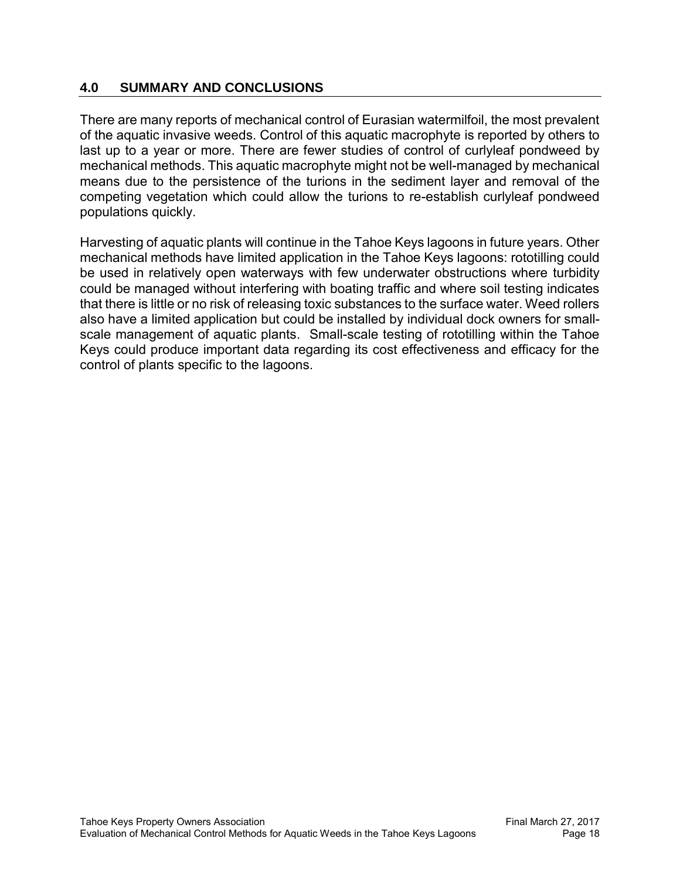## 4.0 SUMMARY AND CONCLUSIONS

There are many reports of mechanical control of Eurasian watermilfoil, the most prevalent of the aquatic invasive weeds. Control of this aquatic macrophyte is reported by others to last up to a year or more. There are fewer studies of control of curlyleaf pondweed by mechanical methods. This aquatic macrophyte might not be well-managed by mechanical means due to the persistence of the turions in the sediment layer and removal of the competing vegetation which could allow the turions to re-establish curlyleaf pondweed populations quickly.

Harvesting of aquatic plants will continue in the Tahoe Keys lagoons in future years. Other mechanical methods have limited application in the Tahoe Keys lagoons: rototilling could be used in relatively open waterways with few underwater obstructions where turbidity could be managed without interfering with boating traffic and where soil testing indicates that there is little or no risk of releasing toxic substances to the surface water. Weed rollers also have a limited application but could be installed by individual dock owners for small-scale management of aquatic plants. Small-scale testing of rototilling within the Tahoe Keys could produce important data regarding its cost effectiveness and efficacy for the control of plants specific to the lagoons.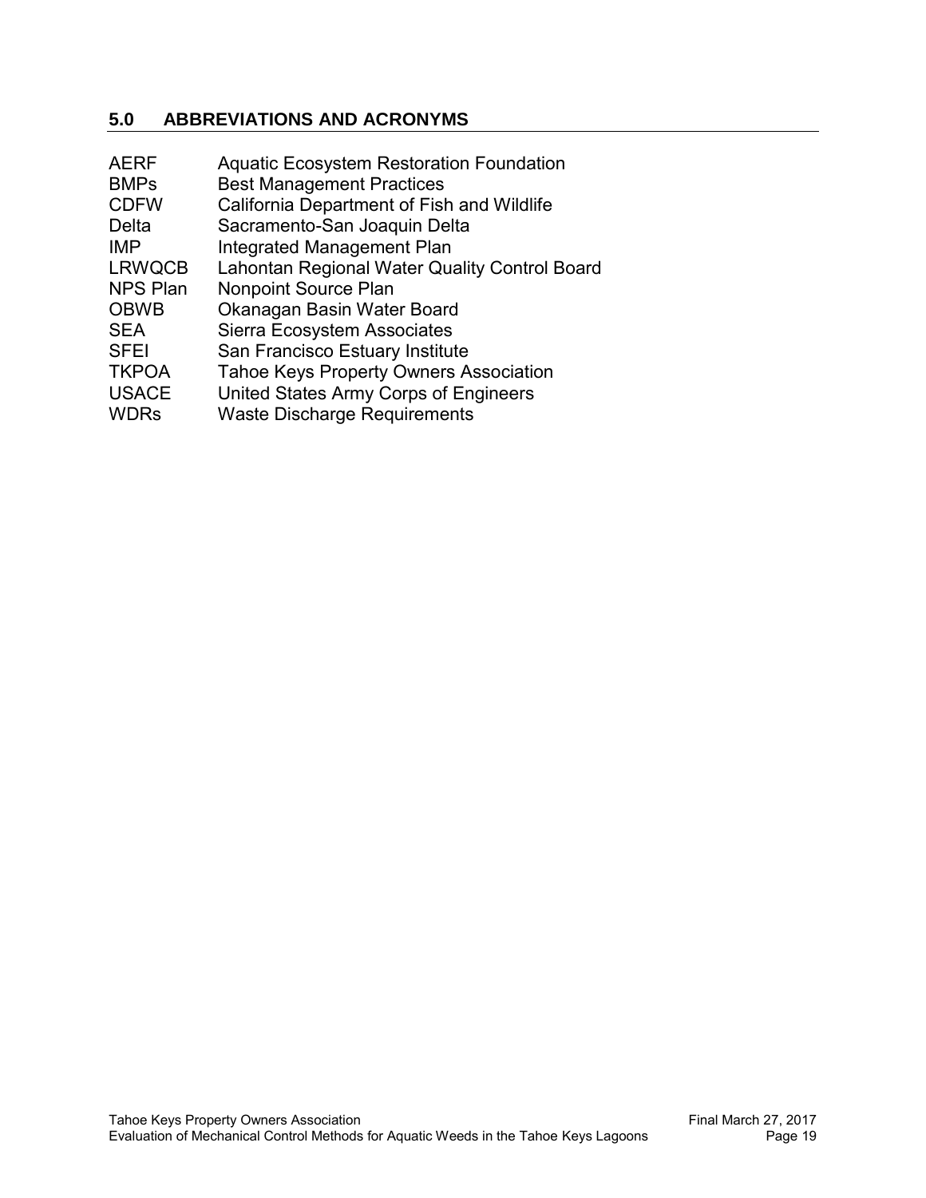## 5.0 ABBREVIATIONS AND ACRONYMS

| | |
|---|---|
| AERF | Aquatic Ecosystem Restoration Foundation |
| BMPs | Best Management Practices |
| CDFW | California Department of Fish and Wildlife |
| Delta | Sacramento-San Joaquin Delta |
| IMP | Integrated Management Plan |
| LRWQCB | Lahontan Regional Water Quality Control Board |
| NPS Plan | Nonpoint Source Plan |
| OBWB | Okanagan Basin Water Board |
| SEA | Sierra Ecosystem Associates |
| SFEI | San Francisco Estuary Institute |
| TKPOA | Tahoe Keys Property Owners Association |
| USACE | United States Army Corps of Engineers |
| WDRs | Waste Discharge Requirements |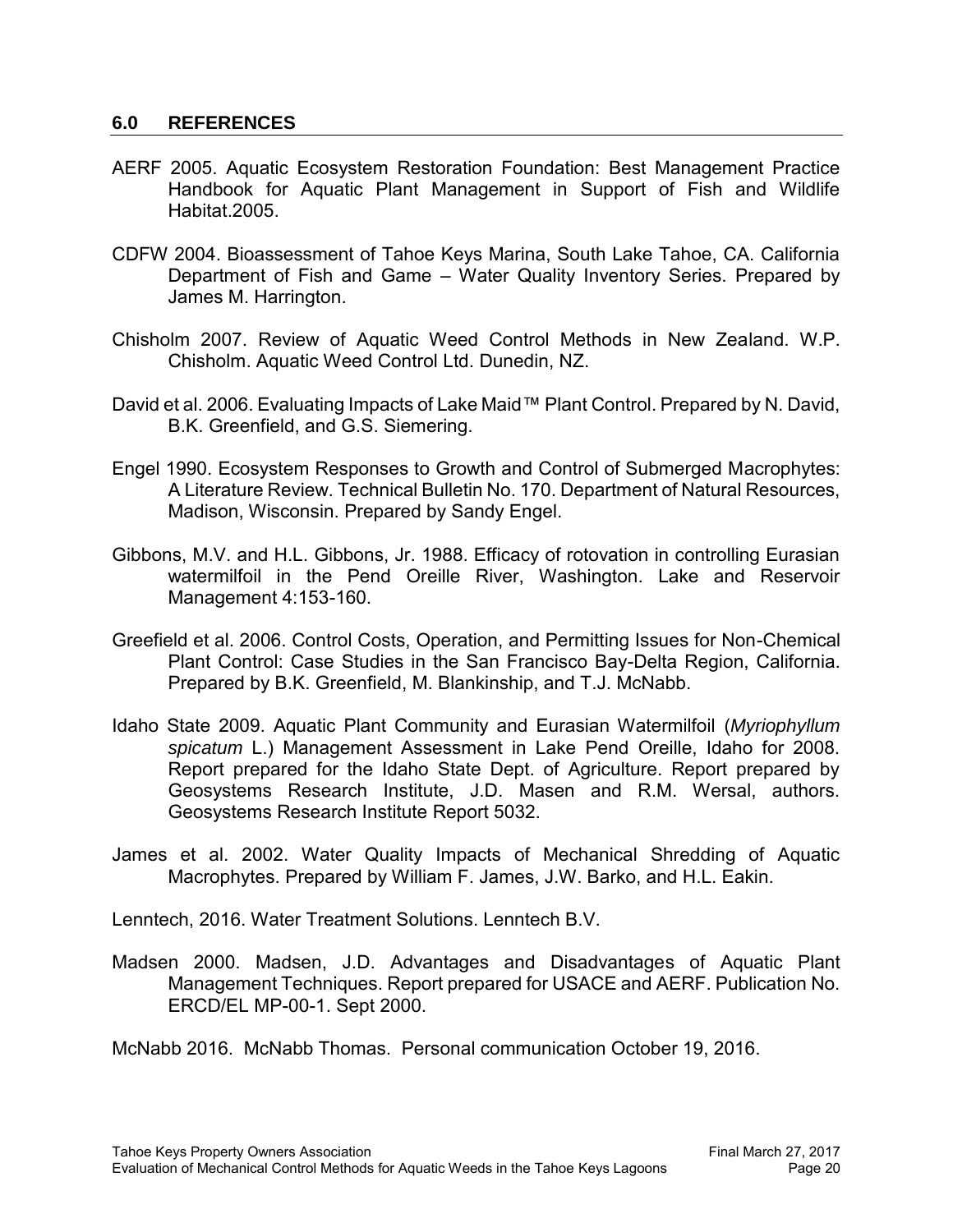## 6.0 REFERENCES

AERF 2005. Aquatic Ecosystem Restoration Foundation: Best Management Practice Handbook for Aquatic Plant Management in Support of Fish and Wildlife Habitat.2005.

CDFW 2004. Bioassessment of Tahoe Keys Marina, South Lake Tahoe, CA. California Department of Fish and Game – Water Quality Inventory Series. Prepared by James M. Harrington.

Chisholm 2007. Review of Aquatic Weed Control Methods in New Zealand. W.P. Chisholm. Aquatic Weed Control Ltd. Dunedin, NZ.

David et al. 2006. Evaluating Impacts of Lake Maid™ Plant Control. Prepared by N. David, B.K. Greenfield, and G.S. Siemering.

Engel 1990. Ecosystem Responses to Growth and Control of Submerged Macrophytes: A Literature Review. Technical Bulletin No. 170. Department of Natural Resources, Madison, Wisconsin. Prepared by Sandy Engel.

Gibbons, M.V. and H.L. Gibbons, Jr. 1988. Efficacy of rotovation in controlling Eurasian watermilfoil in the Pend Oreille River, Washington. Lake and Reservoir Management 4:153-160.

Greefield et al. 2006. Control Costs, Operation, and Permitting Issues for Non-Chemical Plant Control: Case Studies in the San Francisco Bay-Delta Region, California. Prepared by B.K. Greenfield, M. Blankinship, and T.J. McNabb.

Idaho State 2009. Aquatic Plant Community and Eurasian Watermilfoil (*Myriophyllum spicatum* L.) Management Assessment in Lake Pend Oreille, Idaho for 2008. Report prepared for the Idaho State Dept. of Agriculture. Report prepared by Geosystems Research Institute, J.D. Masen and R.M. Wersal, authors. Geosystems Research Institute Report 5032.

James et al. 2002. Water Quality Impacts of Mechanical Shredding of Aquatic Macrophytes. Prepared by William F. James, J.W. Barko, and H.L. Eakin.

Lenntech, 2016. Water Treatment Solutions. Lenntech B.V.

Madsen 2000. Madsen, J.D. Advantages and Disadvantages of Aquatic Plant Management Techniques. Report prepared for USACE and AERF. Publication No. ERCD/EL MP-00-1. Sept 2000.

McNabb 2016. McNabb Thomas. Personal communication October 19, 2016.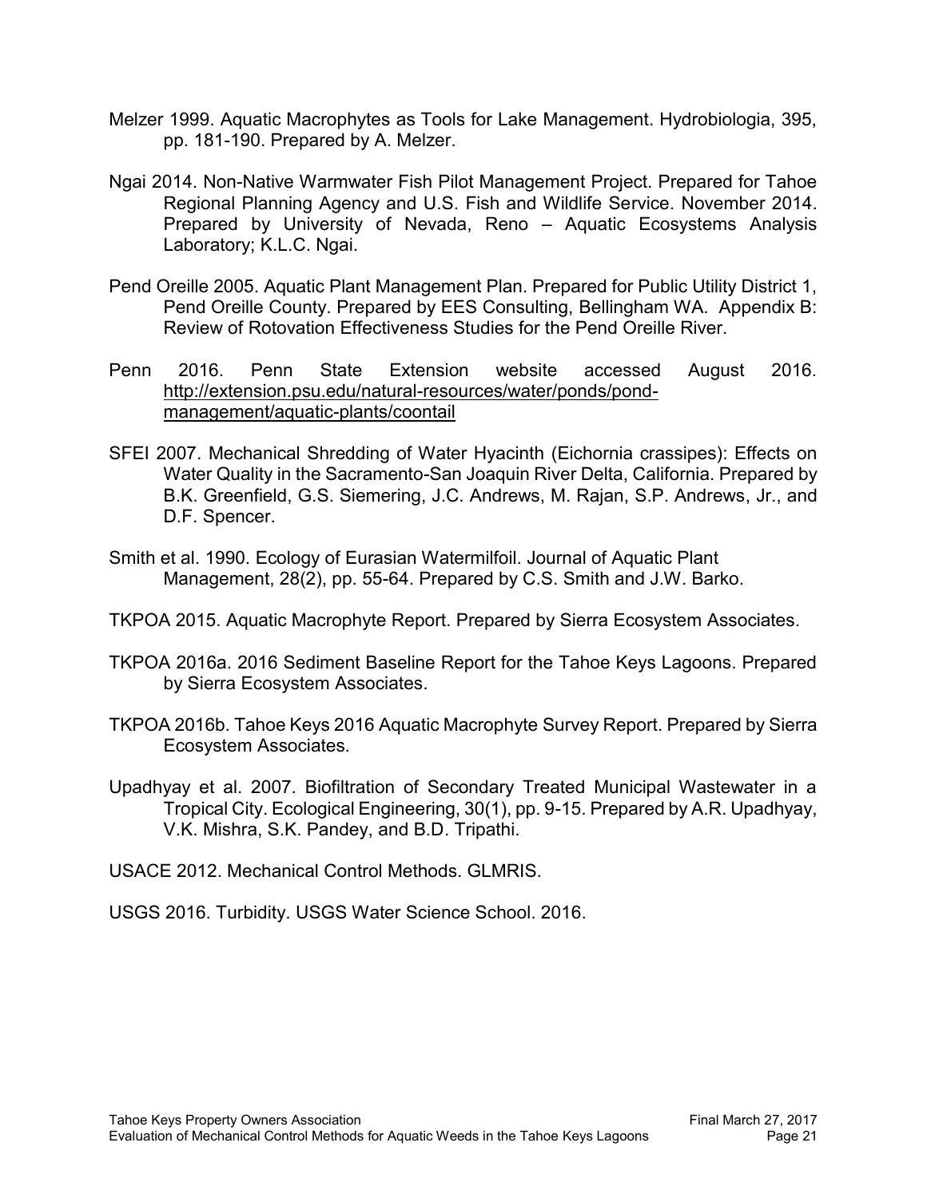Melzer 1999. Aquatic Macrophytes as Tools for Lake Management. Hydrobiologia, 395, pp. 181-190. Prepared by A. Melzer.

Ngai 2014. Non-Native Warmwater Fish Pilot Management Project. Prepared for Tahoe Regional Planning Agency and U.S. Fish and Wildlife Service. November 2014. Prepared by University of Nevada, Reno – Aquatic Ecosystems Analysis Laboratory; K.L.C. Ngai.

Pend Oreille 2005. Aquatic Plant Management Plan. Prepared for Public Utility District 1, Pend Oreille County. Prepared by EES Consulting, Bellingham WA. Appendix B: Review of Rotovation Effectiveness Studies for the Pend Oreille River.

Penn 2016. Penn State Extension website accessed August 2016. http://extension.psu.edu/natural-resources/water/ponds/pond-management/aquatic-plants/coontail

SFEI 2007. Mechanical Shredding of Water Hyacinth (Eichornia crassipes): Effects on Water Quality in the Sacramento-San Joaquin River Delta, California. Prepared by B.K. Greenfield, G.S. Siemering, J.C. Andrews, M. Rajan, S.P. Andrews, Jr., and D.F. Spencer.

Smith et al. 1990. Ecology of Eurasian Watermilfoil. Journal of Aquatic Plant Management, 28(2), pp. 55-64. Prepared by C.S. Smith and J.W. Barko.

TKPOA 2015. Aquatic Macrophyte Report. Prepared by Sierra Ecosystem Associates.

TKPOA 2016a. 2016 Sediment Baseline Report for the Tahoe Keys Lagoons. Prepared by Sierra Ecosystem Associates.

TKPOA 2016b. Tahoe Keys 2016 Aquatic Macrophyte Survey Report. Prepared by Sierra Ecosystem Associates.

Upadhyay et al. 2007. Biofiltration of Secondary Treated Municipal Wastewater in a Tropical City. Ecological Engineering, 30(1), pp. 9-15. Prepared by A.R. Upadhyay, V.K. Mishra, S.K. Pandey, and B.D. Tripathi.

USACE 2012. Mechanical Control Methods. GLMRIS.

USGS 2016. Turbidity. USGS Water Science School. 2016.